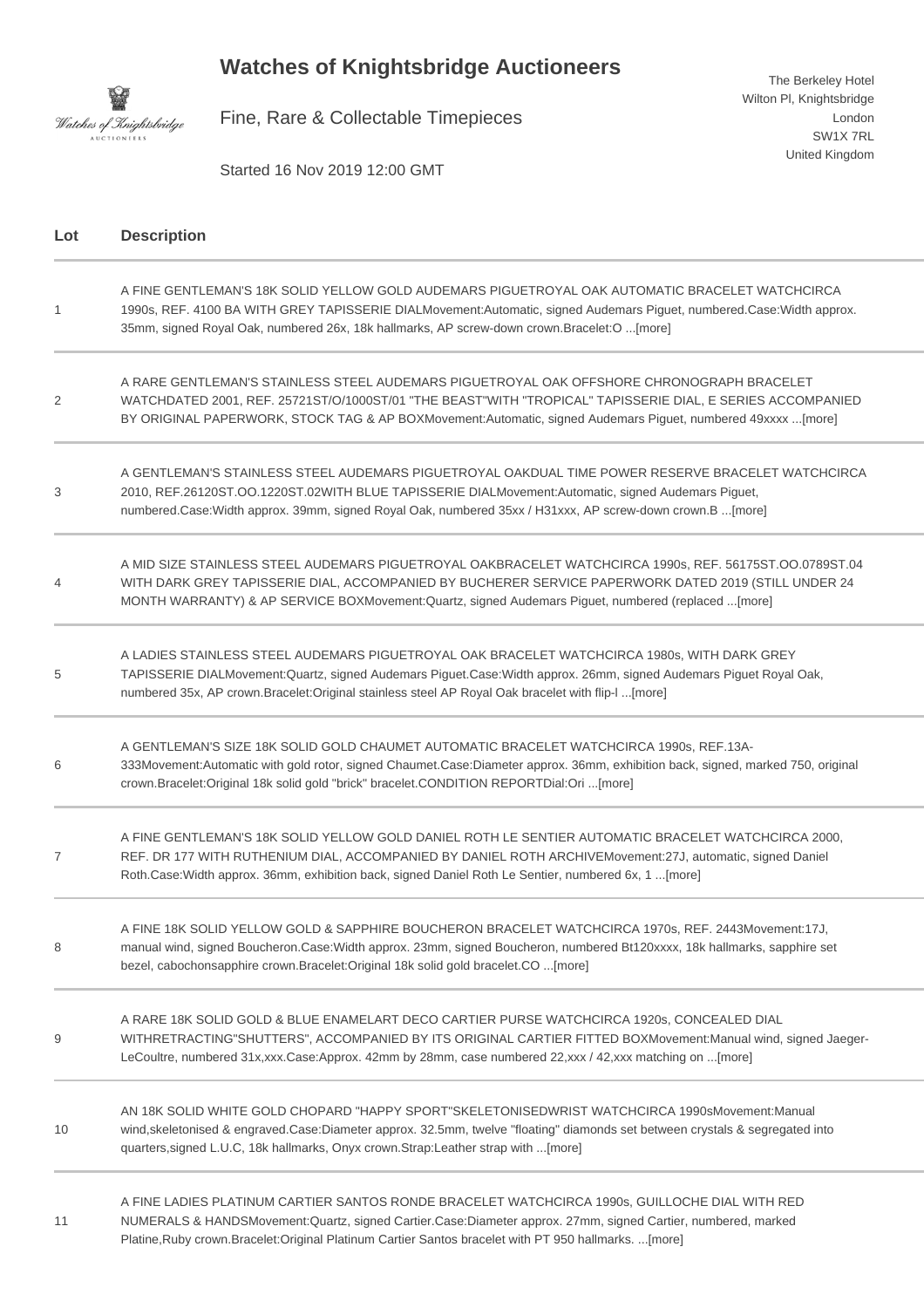# Watches of Knightsbridge Auctioneers

Fine, Rare & Collectable Timepieces

Started 16 Nov 2019 12:00 GMT

The Berkeley Hotel
Wilton Pl, Knightsbridge
London
SW1X 7RL
United Kingdom

| Lot | Description |
|---|---|
| 1 | A FINE GENTLEMAN'S 18K SOLID YELLOW GOLD AUDEMARS PIGUETROYAL OAK AUTOMATIC BRACELET WATCHCIRCA 1990s, REF. 4100 BA WITH GREY TAPISSERIE DIALMovement:Automatic, signed Audemars Piguet, numbered.Case:Width approx. 35mm, signed Royal Oak, numbered 26x, 18k hallmarks, AP screw-down crown.Bracelet:O ...[more] |
| 2 | A RARE GENTLEMAN'S STAINLESS STEEL AUDEMARS PIGUETROYAL OAK OFFSHORE CHRONOGRAPH BRACELET WATCHDATED 2001, REF. 25721ST/O/1000ST/01 "THE BEAST"WITH "TROPICAL" TAPISSERIE DIAL, E SERIES ACCOMPANIED BY ORIGINAL PAPERWORK, STOCK TAG & AP BOXMovement:Automatic, signed Audemars Piguet, numbered 49xxxx ...[more] |
| 3 | A GENTLEMAN'S STAINLESS STEEL AUDEMARS PIGUETROYAL OAKDUAL TIME POWER RESERVE BRACELET WATCHCIRCA 2010, REF.26120ST.OO.1220ST.02WITH BLUE TAPISSERIE DIALMovement:Automatic, signed Audemars Piguet, numbered.Case:Width approx. 39mm, signed Royal Oak, numbered 35xx / H31xxx, AP screw-down crown.B ...[more] |
| 4 | A MID SIZE STAINLESS STEEL AUDEMARS PIGUETROYAL OAKBRACELET WATCHCIRCA 1990s, REF. 56175ST.OO.0789ST.04 WITH DARK GREY TAPISSERIE DIAL, ACCOMPANIED BY BUCHERER SERVICE PAPERWORK DATED 2019 (STILL UNDER 24 MONTH WARRANTY) & AP SERVICE BOXMovement:Quartz, signed Audemars Piguet, numbered (replaced ...[more] |
| 5 | A LADIES STAINLESS STEEL AUDEMARS PIGUETROYAL OAK BRACELET WATCHCIRCA 1980s, WITH DARK GREY TAPISSERIE DIALMovement:Quartz, signed Audemars Piguet.Case:Width approx. 26mm, signed Audemars Piguet Royal Oak, numbered 35x, AP crown.Bracelet:Original stainless steel AP Royal Oak bracelet with flip-l ...[more] |
| 6 | A GENTLEMAN'S SIZE 18K SOLID GOLD CHAUMET AUTOMATIC BRACELET WATCHCIRCA 1990s, REF.13A-333Movement:Automatic with gold rotor, signed Chaumet.Case:Diameter approx. 36mm, exhibition back, signed, marked 750, original crown.Bracelet:Original 18k solid gold "brick" bracelet.CONDITION REPORTDial:Ori ...[more] |
| 7 | A FINE GENTLEMAN'S 18K SOLID YELLOW GOLD DANIEL ROTH LE SENTIER AUTOMATIC BRACELET WATCHCIRCA 2000, REF. DR 177 WITH RUTHENIUM DIAL, ACCOMPANIED BY DANIEL ROTH ARCHIVEMovement:27J, automatic, signed Daniel Roth.Case:Width approx. 36mm, exhibition back, signed Daniel Roth Le Sentier, numbered 6x, 1 ...[more] |
| 8 | A FINE 18K SOLID YELLOW GOLD & SAPPHIRE BOUCHERON BRACELET WATCHCIRCA 1970s, REF. 2443Movement:17J, manual wind, signed Boucheron.Case:Width approx. 23mm, signed Boucheron, numbered Bt120xxxx, 18k hallmarks, sapphire set bezel, cabochonsapphire crown.Bracelet:Original 18k solid gold bracelet.CO ...[more] |
| 9 | A RARE 18K SOLID GOLD & BLUE ENAMELART DECO CARTIER PURSE WATCHCIRCA 1920s, CONCEALED DIAL WITHRETRACTING"SHUTTERS", ACCOMPANIED BY ITS ORIGINAL CARTIER FITTED BOXMovement:Manual wind, signed Jaeger-LeCoultre, numbered 31x,xxx.Case:Approx. 42mm by 28mm, case numbered 22,xxx / 42,xxx matching on ...[more] |
| 10 | AN 18K SOLID WHITE GOLD CHOPARD "HAPPY SPORT"SKELETONISEDWRIST WATCHCIRCA 1990sMovement:Manual wind,skeletonised & engraved.Case:Diameter approx. 32.5mm, twelve "floating" diamonds set between crystals & segregated into quarters,signed L.U.C, 18k hallmarks, Onyx crown.Strap:Leather strap with ...[more] |
| 11 | A FINE LADIES PLATINUM CARTIER SANTOS RONDE BRACELET WATCHCIRCA 1990s, GUILLOCHE DIAL WITH RED NUMERALS & HANDSMovement:Quartz, signed Cartier.Case:Diameter approx. 27mm, signed Cartier, numbered, marked Platine,Ruby crown.Bracelet:Original Platinum Cartier Santos bracelet with PT 950 hallmarks. ...[more] |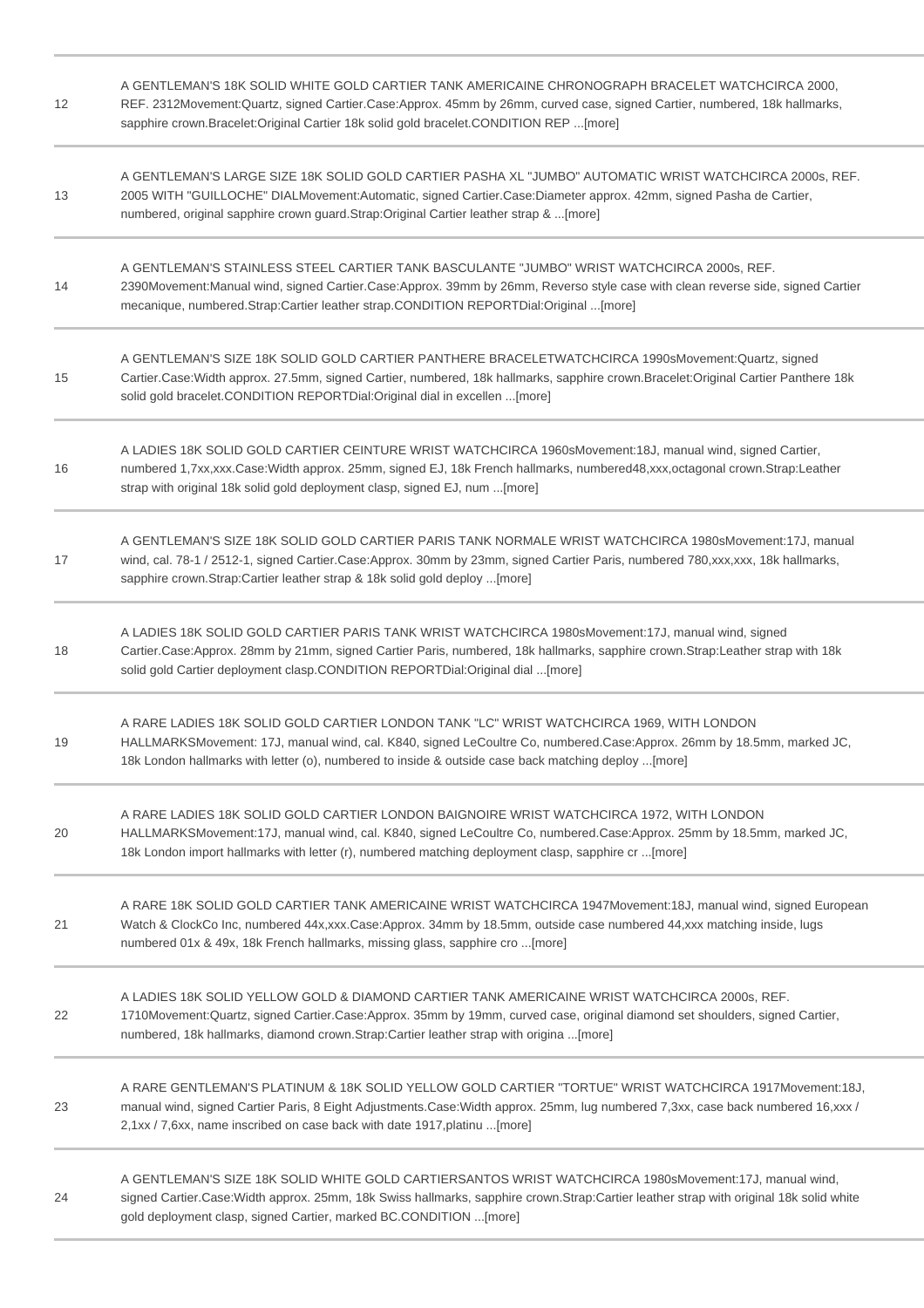| | |
|---|---|
| 12 | A GENTLEMAN'S 18K SOLID WHITE GOLD CARTIER TANK AMERICAINE CHRONOGRAPH BRACELET WATCHCIRCA 2000, REF. 2312Movement:Quartz, signed Cartier.Case:Approx. 45mm by 26mm, curved case, signed Cartier, numbered, 18k hallmarks, sapphire crown.Bracelet:Original Cartier 18k solid gold bracelet.CONDITION REP ...[more] |
| 13 | A GENTLEMAN'S LARGE SIZE 18K SOLID GOLD CARTIER PASHA XL "JUMBO" AUTOMATIC WRIST WATCHCIRCA 2000s, REF. 2005 WITH "GUILLOCHE" DIALMovement:Automatic, signed Cartier.Case:Diameter approx. 42mm, signed Pasha de Cartier, numbered, original sapphire crown guard.Strap:Original Cartier leather strap & ...[more] |
| 14 | A GENTLEMAN'S STAINLESS STEEL CARTIER TANK BASCULANTE "JUMBO" WRIST WATCHCIRCA 2000s, REF. 2390Movement:Manual wind, signed Cartier.Case:Approx. 39mm by 26mm, Reverso style case with clean reverse side, signed Cartier mecanique, numbered.Strap:Cartier leather strap.CONDITION REPORTDial:Original ...[more] |
| 15 | A GENTLEMAN'S SIZE 18K SOLID GOLD CARTIER PANTHERE BRACELETWATCHCIRCA 1990sMovement:Quartz, signed Cartier.Case:Width approx. 27.5mm, signed Cartier, numbered, 18k hallmarks, sapphire crown.Bracelet:Original Cartier Panthere 18k solid gold bracelet.CONDITION REPORTDial:Original dial in excellen ...[more] |
| 16 | A LADIES 18K SOLID GOLD CARTIER CEINTURE WRIST WATCHCIRCA 1960sMovement:18J, manual wind, signed Cartier, numbered 1,7xx,xxx.Case:Width approx. 25mm, signed EJ, 18k French hallmarks, numbered48,xxx,octagonal crown.Strap:Leather strap with original 18k solid gold deployment clasp, signed EJ, num ...[more] |
| 17 | A GENTLEMAN'S SIZE 18K SOLID GOLD CARTIER PARIS TANK NORMALE WRIST WATCHCIRCA 1980sMovement:17J, manual wind, cal. 78-1 / 2512-1, signed Cartier.Case:Approx. 30mm by 23mm, signed Cartier Paris, numbered 780,xxx,xxx, 18k hallmarks, sapphire crown.Strap:Cartier leather strap & 18k solid gold deploy ...[more] |
| 18 | A LADIES 18K SOLID GOLD CARTIER PARIS TANK WRIST WATCHCIRCA 1980sMovement:17J, manual wind, signed Cartier.Case:Approx. 28mm by 21mm, signed Cartier Paris, numbered, 18k hallmarks, sapphire crown.Strap:Leather strap with 18k solid gold Cartier deployment clasp.CONDITION REPORTDial:Original dial ...[more] |
| 19 | A RARE LADIES 18K SOLID GOLD CARTIER LONDON TANK "LC" WRIST WATCHCIRCA 1969, WITH LONDON HALLMARKSMovement: 17J, manual wind, cal. K840, signed LeCoultre Co, numbered.Case:Approx. 26mm by 18.5mm, marked JC, 18k London hallmarks with letter (o), numbered to inside & outside case back matching deploy ...[more] |
| 20 | A RARE LADIES 18K SOLID GOLD CARTIER LONDON BAIGNOIRE WRIST WATCHCIRCA 1972, WITH LONDON HALLMARKSMovement:17J, manual wind, cal. K840, signed LeCoultre Co, numbered.Case:Approx. 25mm by 18.5mm, marked JC, 18k London import hallmarks with letter (r), numbered matching deployment clasp, sapphire cr ...[more] |
| 21 | A RARE 18K SOLID GOLD CARTIER TANK AMERICAINE WRIST WATCHCIRCA 1947Movement:18J, manual wind, signed European Watch & ClockCo Inc, numbered 44x,xxx.Case:Approx. 34mm by 18.5mm, outside case numbered 44,xxx matching inside, lugs numbered 01x & 49x, 18k French hallmarks, missing glass, sapphire cro ...[more] |
| 22 | A LADIES 18K SOLID YELLOW GOLD & DIAMOND CARTIER TANK AMERICAINE WRIST WATCHCIRCA 2000s, REF. 1710Movement:Quartz, signed Cartier.Case:Approx. 35mm by 19mm, curved case, original diamond set shoulders, signed Cartier, numbered, 18k hallmarks, diamond crown.Strap:Cartier leather strap with origina ...[more] |
| 23 | A RARE GENTLEMAN'S PLATINUM & 18K SOLID YELLOW GOLD CARTIER "TORTUE" WRIST WATCHCIRCA 1917Movement:18J, manual wind, signed Cartier Paris, 8 Eight Adjustments.Case:Width approx. 25mm, lug numbered 7,3xx, case back numbered 16,xxx / 2,1xx / 7,6xx, name inscribed on case back with date 1917,platinu ...[more] |
| 24 | A GENTLEMAN'S SIZE 18K SOLID WHITE GOLD CARTIERSANTOS WRIST WATCHCIRCA 1980sMovement:17J, manual wind, signed Cartier.Case:Width approx. 25mm, 18k Swiss hallmarks, sapphire crown.Strap:Cartier leather strap with original 18k solid white gold deployment clasp, signed Cartier, marked BC.CONDITION ...[more] |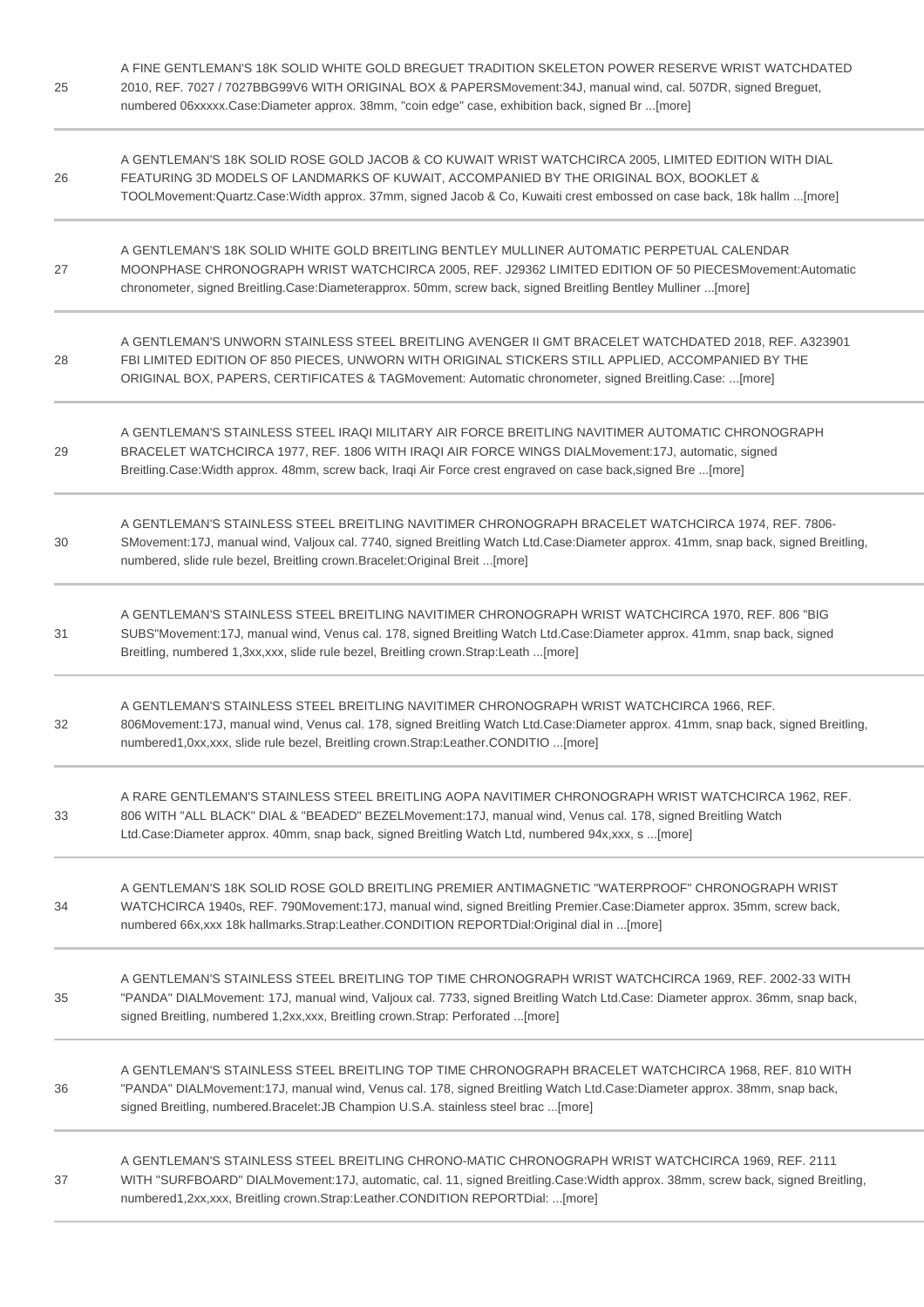| | |
|---|---|
| 25 | A FINE GENTLEMAN'S 18K SOLID WHITE GOLD BREGUET TRADITION SKELETON POWER RESERVE WRIST WATCHDATED 2010, REF. 7027 / 7027BBG99V6 WITH ORIGINAL BOX & PAPERSMovement:34J, manual wind, cal. 507DR, signed Breguet, numbered 06xxxxx.Case:Diameter approx. 38mm, "coin edge" case, exhibition back, signed Br ...[more] |
| 26 | A GENTLEMAN'S 18K SOLID ROSE GOLD JACOB & CO KUWAIT WRIST WATCHCIRCA 2005, LIMITED EDITION WITH DIAL FEATURING 3D MODELS OF LANDMARKS OF KUWAIT, ACCOMPANIED BY THE ORIGINAL BOX, BOOKLET & TOOLMovement:Quartz.Case:Width approx. 37mm, signed Jacob & Co, Kuwaiti crest embossed on case back, 18k hallm ...[more] |
| 27 | A GENTLEMAN'S 18K SOLID WHITE GOLD BREITLING BENTLEY MULLINER AUTOMATIC PERPETUAL CALENDAR MOONPHASE CHRONOGRAPH WRIST WATCHCIRCA 2005, REF. J29362 LIMITED EDITION OF 50 PIECESMovement:Automatic chronometer, signed Breitling.Case:Diameterapprox. 50mm, screw back, signed Breitling Bentley Mulliner ...[more] |
| 28 | A GENTLEMAN'S UNWORN STAINLESS STEEL BREITLING AVENGER II GMT BRACELET WATCHDATED 2018, REF. A323901 FBI LIMITED EDITION OF 850 PIECES, UNWORN WITH ORIGINAL STICKERS STILL APPLIED, ACCOMPANIED BY THE ORIGINAL BOX, PAPERS, CERTIFICATES & TAGMovement: Automatic chronometer, signed Breitling.Case: ...[more] |
| 29 | A GENTLEMAN'S STAINLESS STEEL IRAQI MILITARY AIR FORCE BREITLING NAVITIMER AUTOMATIC CHRONOGRAPH BRACELET WATCHCIRCA 1977, REF. 1806 WITH IRAQI AIR FORCE WINGS DIALMovement:17J, automatic, signed Breitling.Case:Width approx. 48mm, screw back, Iraqi Air Force crest engraved on case back,signed Bre ...[more] |
| 30 | A GENTLEMAN'S STAINLESS STEEL BREITLING NAVITIMER CHRONOGRAPH BRACELET WATCHCIRCA 1974, REF. 7806-SMovement:17J, manual wind, Valjoux cal. 7740, signed Breitling Watch Ltd.Case:Diameter approx. 41mm, snap back, signed Breitling, numbered, slide rule bezel, Breitling crown.Bracelet:Original Breit ...[more] |
| 31 | A GENTLEMAN'S STAINLESS STEEL BREITLING NAVITIMER CHRONOGRAPH WRIST WATCHCIRCA 1970, REF. 806 "BIG SUBS"Movement:17J, manual wind, Venus cal. 178, signed Breitling Watch Ltd.Case:Diameter approx. 41mm, snap back, signed Breitling, numbered 1,3xx,xxx, slide rule bezel, Breitling crown.Strap:Leath ...[more] |
| 32 | A GENTLEMAN'S STAINLESS STEEL BREITLING NAVITIMER CHRONOGRAPH WRIST WATCHCIRCA 1966, REF. 806Movement:17J, manual wind, Venus cal. 178, signed Breitling Watch Ltd.Case:Diameter approx. 41mm, snap back, signed Breitling, numbered1,0xx,xxx, slide rule bezel, Breitling crown.Strap:Leather.CONDITIO ...[more] |
| 33 | A RARE GENTLEMAN'S STAINLESS STEEL BREITLING AOPA NAVITIMER CHRONOGRAPH WRIST WATCHCIRCA 1962, REF. 806 WITH "ALL BLACK" DIAL & "BEADED" BEZELMovement:17J, manual wind, Venus cal. 178, signed Breitling Watch Ltd.Case:Diameter approx. 40mm, snap back, signed Breitling Watch Ltd, numbered 94x,xxx, s ...[more] |
| 34 | A GENTLEMAN'S 18K SOLID ROSE GOLD BREITLING PREMIER ANTIMAGNETIC "WATERPROOF" CHRONOGRAPH WRIST WATCHCIRCA 1940s, REF. 790Movement:17J, manual wind, signed Breitling Premier.Case:Diameter approx. 35mm, screw back, numbered 66x,xxx 18k hallmarks.Strap:Leather.CONDITION REPORTDial:Original dial in ...[more] |
| 35 | A GENTLEMAN'S STAINLESS STEEL BREITLING TOP TIME CHRONOGRAPH WRIST WATCHCIRCA 1969, REF. 2002-33 WITH "PANDA" DIALMovement: 17J, manual wind, Valjoux cal. 7733, signed Breitling Watch Ltd.Case: Diameter approx. 36mm, snap back, signed Breitling, numbered 1,2xx,xxx, Breitling crown.Strap: Perforated ...[more] |
| 36 | A GENTLEMAN'S STAINLESS STEEL BREITLING TOP TIME CHRONOGRAPH BRACELET WATCHCIRCA 1968, REF. 810 WITH "PANDA" DIALMovement:17J, manual wind, Venus cal. 178, signed Breitling Watch Ltd.Case:Diameter approx. 38mm, snap back, signed Breitling, numbered.Bracelet:JB Champion U.S.A. stainless steel brac ...[more] |
| 37 | A GENTLEMAN'S STAINLESS STEEL BREITLING CHRONO-MATIC CHRONOGRAPH WRIST WATCHCIRCA 1969, REF. 2111 WITH "SURFBOARD" DIALMovement:17J, automatic, cal. 11, signed Breitling.Case:Width approx. 38mm, screw back, signed Breitling, numbered1,2xx,xxx, Breitling crown.Strap:Leather.CONDITION REPORTDial: ...[more] |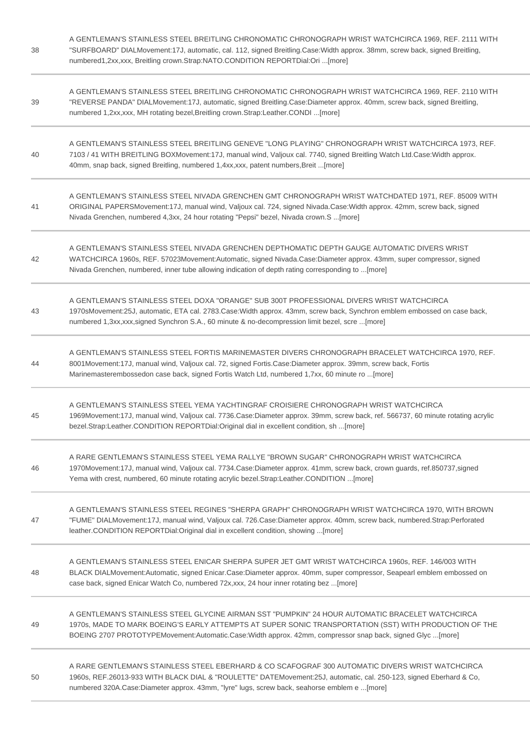| | |
|---|---|
| 38 | A GENTLEMAN'S STAINLESS STEEL BREITLING CHRONOMATIC CHRONOGRAPH WRIST WATCHCIRCA 1969, REF. 2111 WITH "SURFBOARD" DIALMovement:17J, automatic, cal. 112, signed Breitling.Case:Width approx. 38mm, screw back, signed Breitling, numbered1,2xx,xxx, Breitling crown.Strap:NATO.CONDITION REPORTDial:Ori ...[more] |
| 39 | A GENTLEMAN'S STAINLESS STEEL BREITLING CHRONOMATIC CHRONOGRAPH WRIST WATCHCIRCA 1969, REF. 2110 WITH "REVERSE PANDA" DIALMovement:17J, automatic, signed Breitling.Case:Diameter approx. 40mm, screw back, signed Breitling, numbered 1,2xx,xxx, MH rotating bezel,Breitling crown.Strap:Leather.CONDI ...[more] |
| 40 | A GENTLEMAN'S STAINLESS STEEL BREITLING GENEVE "LONG PLAYING" CHRONOGRAPH WRIST WATCHCIRCA 1973, REF. 7103 / 41 WITH BREITLING BOXMovement:17J, manual wind, Valjoux cal. 7740, signed Breitling Watch Ltd.Case:Width approx. 40mm, snap back, signed Breitling, numbered 1,4xx,xxx, patent numbers,Breit ...[more] |
| 41 | A GENTLEMAN'S STAINLESS STEEL NIVADA GRENCHEN GMT CHRONOGRAPH WRIST WATCHDATED 1971, REF. 85009 WITH ORIGINAL PAPERSMovement:17J, manual wind, Valjoux cal. 724, signed Nivada.Case:Width approx. 42mm, screw back, signed Nivada Grenchen, numbered 4,3xx, 24 hour rotating "Pepsi" bezel, Nivada crown.S ...[more] |
| 42 | A GENTLEMAN'S STAINLESS STEEL NIVADA GRENCHEN DEPTHOMATIC DEPTH GAUGE AUTOMATIC DIVERS WRIST WATCHCIRCA 1960s, REF. 57023Movement:Automatic, signed Nivada.Case:Diameter approx. 43mm, super compressor, signed Nivada Grenchen, numbered, inner tube allowing indication of depth rating corresponding to ...[more] |
| 43 | A GENTLEMAN'S STAINLESS STEEL DOXA "ORANGE" SUB 300T PROFESSIONAL DIVERS WRIST WATCHCIRCA 1970sMovement:25J, automatic, ETA cal. 2783.Case:Width approx. 43mm, screw back, Synchron emblem embossed on case back, numbered 1,3xx,xxx,signed Synchron S.A., 60 minute & no-decompression limit bezel, scre ...[more] |
| 44 | A GENTLEMAN'S STAINLESS STEEL FORTIS MARINEMASTER DIVERS CHRONOGRAPH BRACELET WATCHCIRCA 1970, REF. 8001Movement:17J, manual wind, Valjoux cal. 72, signed Fortis.Case:Diameter approx. 39mm, screw back, Fortis Marinemasterembossedon case back, signed Fortis Watch Ltd, numbered 1,7xx, 60 minute ro ...[more] |
| 45 | A GENTLEMAN'S STAINLESS STEEL YEMA YACHTINGRAF CROISIERE CHRONOGRAPH WRIST WATCHCIRCA 1969Movement:17J, manual wind, Valjoux cal. 7736.Case:Diameter approx. 39mm, screw back, ref. 566737, 60 minute rotating acrylic bezel.Strap:Leather.CONDITION REPORTDial:Original dial in excellent condition, sh ...[more] |
| 46 | A RARE GENTLEMAN'S STAINLESS STEEL YEMA RALLYE "BROWN SUGAR" CHRONOGRAPH WRIST WATCHCIRCA 1970Movement:17J, manual wind, Valjoux cal. 7734.Case:Diameter approx. 41mm, screw back, crown guards, ref.850737,signed Yema with crest, numbered, 60 minute rotating acrylic bezel.Strap:Leather.CONDITION ...[more] |
| 47 | A GENTLEMAN'S STAINLESS STEEL REGINES "SHERPA GRAPH" CHRONOGRAPH WRIST WATCHCIRCA 1970, WITH BROWN "FUME" DIALMovement:17J, manual wind, Valjoux cal. 726.Case:Diameter approx. 40mm, screw back, numbered.Strap:Perforated leather.CONDITION REPORTDial:Original dial in excellent condition, showing ...[more] |
| 48 | A GENTLEMAN'S STAINLESS STEEL ENICAR SHERPA SUPER JET GMT WRIST WATCHCIRCA 1960s, REF. 146/003 WITH BLACK DIALMovement:Automatic, signed Enicar.Case:Diameter approx. 40mm, super compressor, Seapearl emblem embossed on case back, signed Enicar Watch Co, numbered 72x,xxx, 24 hour inner rotating bez ...[more] |
| 49 | A GENTLEMAN'S STAINLESS STEEL GLYCINE AIRMAN SST "PUMPKIN" 24 HOUR AUTOMATIC BRACELET WATCHCIRCA 1970s, MADE TO MARK BOEING'S EARLY ATTEMPTS AT SUPER SONIC TRANSPORTATION (SST) WITH PRODUCTION OF THE BOEING 2707 PROTOTYPEMovement:Automatic.Case:Width approx. 42mm, compressor snap back, signed Glyc ...[more] |
| 50 | A RARE GENTLEMAN'S STAINLESS STEEL EBERHARD & CO SCAFOGRAF 300 AUTOMATIC DIVERS WRIST WATCHCIRCA 1960s, REF.26013-933 WITH BLACK DIAL & "ROULETTE" DATEMovement:25J, automatic, cal. 250-123, signed Eberhard & Co, numbered 320A.Case:Diameter approx. 43mm, "lyre" lugs, screw back, seahorse emblem e ...[more] |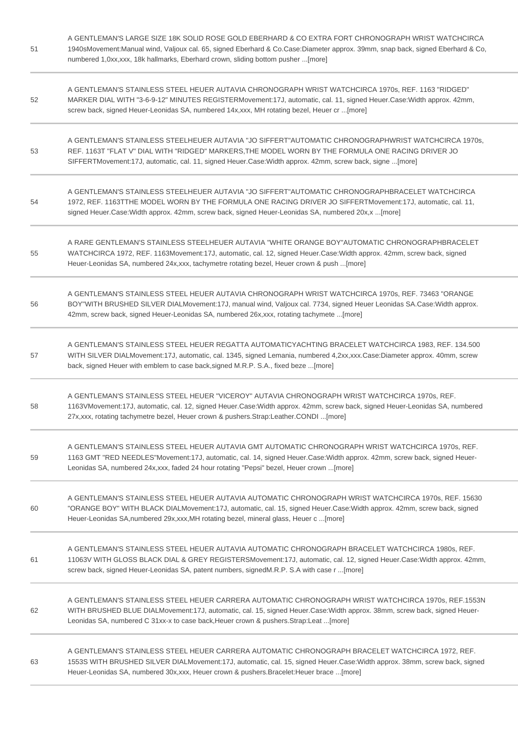| | |
|---|---|
| 51 | A GENTLEMAN'S LARGE SIZE 18K SOLID ROSE GOLD EBERHARD & CO EXTRA FORT CHRONOGRAPH WRIST WATCHCIRCA 1940sMovement:Manual wind, Valjoux cal. 65, signed Eberhard & Co.Case:Diameter approx. 39mm, snap back, signed Eberhard & Co, numbered 1,0xx,xxx, 18k hallmarks, Eberhard crown, sliding bottom pusher ...[more] |
| 52 | A GENTLEMAN'S STAINLESS STEEL HEUER AUTAVIA CHRONOGRAPH WRIST WATCHCIRCA 1970s, REF. 1163 "RIDGED" MARKER DIAL WITH "3-6-9-12" MINUTES REGISTERMovement:17J, automatic, cal. 11, signed Heuer.Case:Width approx. 42mm, screw back, signed Heuer-Leonidas SA, numbered 14x,xxx, MH rotating bezel, Heuer cr ...[more] |
| 53 | A GENTLEMAN'S STAINLESS STEELHEUER AUTAVIA "JO SIFFERT"AUTOMATIC CHRONOGRAPHWRIST WATCHCIRCA 1970s, REF. 1163T "FLAT V" DIAL WITH "RIDGED" MARKERS,THE MODEL WORN BY THE FORMULA ONE RACING DRIVER JO SIFFERTMovement:17J, automatic, cal. 11, signed Heuer.Case:Width approx. 42mm, screw back, signe ...[more] |
| 54 | A GENTLEMAN'S STAINLESS STEELHEUER AUTAVIA "JO SIFFERT"AUTOMATIC CHRONOGRAPHBRACELET WATCHCIRCA 1972, REF. 1163TTHE MODEL WORN BY THE FORMULA ONE RACING DRIVER JO SIFFERTMovement:17J, automatic, cal. 11, signed Heuer.Case:Width approx. 42mm, screw back, signed Heuer-Leonidas SA, numbered 20x,x ...[more] |
| 55 | A RARE GENTLEMAN'S STAINLESS STEELHEUER AUTAVIA "WHITE ORANGE BOY"AUTOMATIC CHRONOGRAPHBRACELET WATCHCIRCA 1972, REF. 1163Movement:17J, automatic, cal. 12, signed Heuer.Case:Width approx. 42mm, screw back, signed Heuer-Leonidas SA, numbered 24x,xxx, tachymetre rotating bezel, Heuer crown & push ...[more] |
| 56 | A GENTLEMAN'S STAINLESS STEEL HEUER AUTAVIA CHRONOGRAPH WRIST WATCHCIRCA 1970s, REF. 73463 "ORANGE BOY"WITH BRUSHED SILVER DIALMovement:17J, manual wind, Valjoux cal. 7734, signed Heuer Leonidas SA.Case:Width approx. 42mm, screw back, signed Heuer-Leonidas SA, numbered 26x,xxx, rotating tachymete ...[more] |
| 57 | A GENTLEMAN'S STAINLESS STEEL HEUER REGATTA AUTOMATICYACHTING BRACELET WATCHCIRCA 1983, REF. 134.500 WITH SILVER DIALMovement:17J, automatic, cal. 1345, signed Lemania, numbered 4,2xx,xxx.Case:Diameter approx. 40mm, screw back, signed Heuer with emblem to case back,signed M.R.P. S.A., fixed beze ...[more] |
| 58 | A GENTLEMAN'S STAINLESS STEEL HEUER "VICEROY" AUTAVIA CHRONOGRAPH WRIST WATCHCIRCA 1970s, REF. 1163VMovement:17J, automatic, cal. 12, signed Heuer.Case:Width approx. 42mm, screw back, signed Heuer-Leonidas SA, numbered 27x,xxx, rotating tachymetre bezel, Heuer crown & pushers.Strap:Leather.CONDI ...[more] |
| 59 | A GENTLEMAN'S STAINLESS STEEL HEUER AUTAVIA GMT AUTOMATIC CHRONOGRAPH WRIST WATCHCIRCA 1970s, REF. 1163 GMT "RED NEEDLES"Movement:17J, automatic, cal. 14, signed Heuer.Case:Width approx. 42mm, screw back, signed Heuer-Leonidas SA, numbered 24x,xxx, faded 24 hour rotating "Pepsi" bezel, Heuer crown ...[more] |
| 60 | A GENTLEMAN'S STAINLESS STEEL HEUER AUTAVIA AUTOMATIC CHRONOGRAPH WRIST WATCHCIRCA 1970s, REF. 15630 "ORANGE BOY" WITH BLACK DIALMovement:17J, automatic, cal. 15, signed Heuer.Case:Width approx. 42mm, screw back, signed Heuer-Leonidas SA,numbered 29x,xxx,MH rotating bezel, mineral glass, Heuer c ...[more] |
| 61 | A GENTLEMAN'S STAINLESS STEEL HEUER AUTAVIA AUTOMATIC CHRONOGRAPH BRACELET WATCHCIRCA 1980s, REF. 11063V WITH GLOSS BLACK DIAL & GREY REGISTERSMovement:17J, automatic, cal. 12, signed Heuer.Case:Width approx. 42mm, screw back, signed Heuer-Leonidas SA, patent numbers, signedM.R.P. S.A with case r ...[more] |
| 62 | A GENTLEMAN'S STAINLESS STEEL HEUER CARRERA AUTOMATIC CHRONOGRAPH WRIST WATCHCIRCA 1970s, REF.1553N WITH BRUSHED BLUE DIALMovement:17J, automatic, cal. 15, signed Heuer.Case:Width approx. 38mm, screw back, signed Heuer-Leonidas SA, numbered C 31xx-x to case back,Heuer crown & pushers.Strap:Leat ...[more] |
| 63 | A GENTLEMAN'S STAINLESS STEEL HEUER CARRERA AUTOMATIC CHRONOGRAPH BRACELET WATCHCIRCA 1972, REF. 1553S WITH BRUSHED SILVER DIALMovement:17J, automatic, cal. 15, signed Heuer.Case:Width approx. 38mm, screw back, signed Heuer-Leonidas SA, numbered 30x,xxx, Heuer crown & pushers.Bracelet:Heuer brace ...[more] |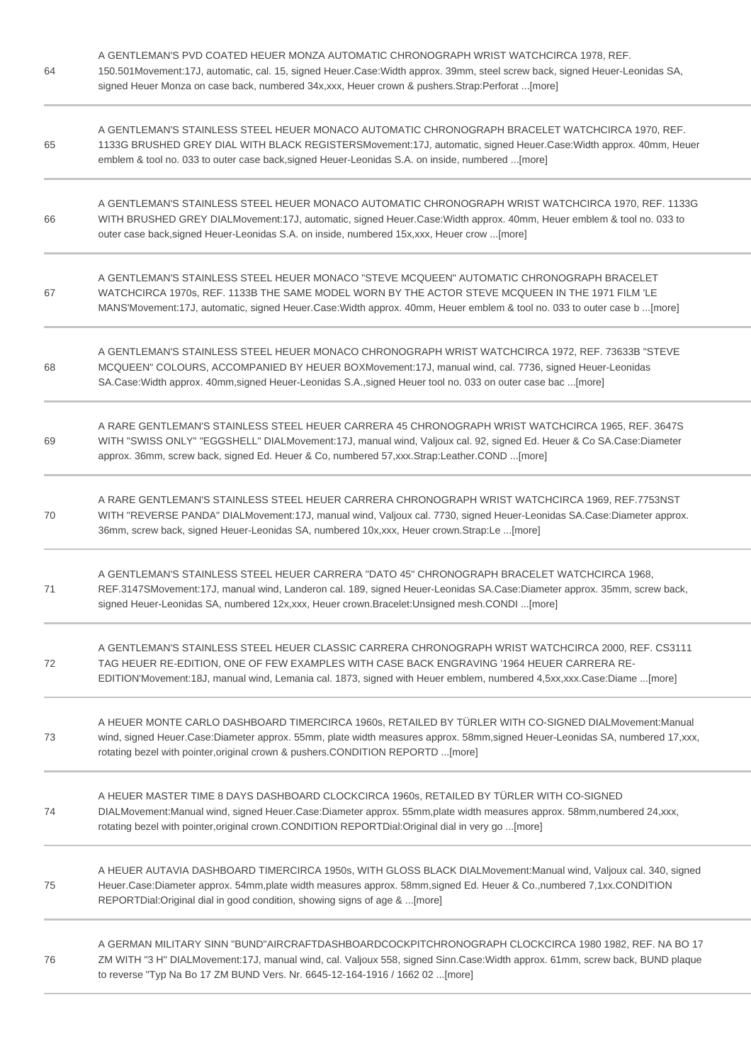| | |
|---|---|
| 64 | A GENTLEMAN'S PVD COATED HEUER MONZA AUTOMATIC CHRONOGRAPH WRIST WATCHCIRCA 1978, REF. 150.501Movement:17J, automatic, cal. 15, signed Heuer.Case:Width approx. 39mm, steel screw back, signed Heuer-Leonidas SA, signed Heuer Monza on case back, numbered 34x,xxx, Heuer crown & pushers.Strap:Perforat ...[more] |
| 65 | A GENTLEMAN'S STAINLESS STEEL HEUER MONACO AUTOMATIC CHRONOGRAPH BRACELET WATCHCIRCA 1970, REF. 1133G BRUSHED GREY DIAL WITH BLACK REGISTERSMovement:17J, automatic, signed Heuer.Case:Width approx. 40mm, Heuer emblem & tool no. 033 to outer case back,signed Heuer-Leonidas S.A. on inside, numbered ...[more] |
| 66 | A GENTLEMAN'S STAINLESS STEEL HEUER MONACO AUTOMATIC CHRONOGRAPH WRIST WATCHCIRCA 1970, REF. 1133G WITH BRUSHED GREY DIALMovement:17J, automatic, signed Heuer.Case:Width approx. 40mm, Heuer emblem & tool no. 033 to outer case back,signed Heuer-Leonidas S.A. on inside, numbered 15x,xxx, Heuer crow ...[more] |
| 67 | A GENTLEMAN'S STAINLESS STEEL HEUER MONACO "STEVE MCQUEEN" AUTOMATIC CHRONOGRAPH BRACELET WATCHCIRCA 1970s, REF. 1133B THE SAME MODEL WORN BY THE ACTOR STEVE MCQUEEN IN THE 1971 FILM 'LE MANS'Movement:17J, automatic, signed Heuer.Case:Width approx. 40mm, Heuer emblem & tool no. 033 to outer case b ...[more] |
| 68 | A GENTLEMAN'S STAINLESS STEEL HEUER MONACO CHRONOGRAPH WRIST WATCHCIRCA 1972, REF. 73633B "STEVE MCQUEEN" COLOURS, ACCOMPANIED BY HEUER BOXMovement:17J, manual wind, cal. 7736, signed Heuer-Leonidas SA.Case:Width approx. 40mm,signed Heuer-Leonidas S.A.,signed Heuer tool no. 033 on outer case bac ...[more] |
| 69 | A RARE GENTLEMAN'S STAINLESS STEEL HEUER CARRERA 45 CHRONOGRAPH WRIST WATCHCIRCA 1965, REF. 3647S WITH "SWISS ONLY" "EGGSHELL" DIALMovement:17J, manual wind, Valjoux cal. 92, signed Ed. Heuer & Co SA.Case:Diameter approx. 36mm, screw back, signed Ed. Heuer & Co, numbered 57,xxx.Strap:Leather.COND ...[more] |
| 70 | A RARE GENTLEMAN'S STAINLESS STEEL HEUER CARRERA CHRONOGRAPH WRIST WATCHCIRCA 1969, REF.7753NST WITH "REVERSE PANDA" DIALMovement:17J, manual wind, Valjoux cal. 7730, signed Heuer-Leonidas SA.Case:Diameter approx. 36mm, screw back, signed Heuer-Leonidas SA, numbered 10x,xxx, Heuer crown.Strap:Le ...[more] |
| 71 | A GENTLEMAN'S STAINLESS STEEL HEUER CARRERA "DATO 45" CHRONOGRAPH BRACELET WATCHCIRCA 1968, REF.3147SMovement:17J, manual wind, Landeron cal. 189, signed Heuer-Leonidas SA.Case:Diameter approx. 35mm, screw back, signed Heuer-Leonidas SA, numbered 12x,xxx, Heuer crown.Bracelet:Unsigned mesh.CONDI ...[more] |
| 72 | A GENTLEMAN'S STAINLESS STEEL HEUER CLASSIC CARRERA CHRONOGRAPH WRIST WATCHCIRCA 2000, REF. CS3111 TAG HEUER RE-EDITION, ONE OF FEW EXAMPLES WITH CASE BACK ENGRAVING '1964 HEUER CARRERA RE-EDITION'Movement:18J, manual wind, Lemania cal. 1873, signed with Heuer emblem, numbered 4,5xx,xxx.Case:Diame ...[more] |
| 73 | A HEUER MONTE CARLO DASHBOARD TIMERCIRCA 1960s, RETAILED BY TÜRLER WITH CO-SIGNED DIALMovement:Manual wind, signed Heuer.Case:Diameter approx. 55mm, plate width measures approx. 58mm,signed Heuer-Leonidas SA, numbered 17,xxx, rotating bezel with pointer,original crown & pushers.CONDITION REPORTD ...[more] |
| 74 | A HEUER MASTER TIME 8 DAYS DASHBOARD CLOCKCIRCA 1960s, RETAILED BY TÜRLER WITH CO-SIGNED DIALMovement:Manual wind, signed Heuer.Case:Diameter approx. 55mm,plate width measures approx. 58mm,numbered 24,xxx, rotating bezel with pointer,original crown.CONDITION REPORTDial:Original dial in very go ...[more] |
| 75 | A HEUER AUTAVIA DASHBOARD TIMERCIRCA 1950s, WITH GLOSS BLACK DIALMovement:Manual wind, Valjoux cal. 340, signed Heuer.Case:Diameter approx. 54mm,plate width measures approx. 58mm,signed Ed. Heuer & Co.,numbered 7,1xx.CONDITION REPORTDial:Original dial in good condition, showing signs of age & ...[more] |
| 76 | A GERMAN MILITARY SINN "BUND"AIRCRAFTDASHBOARDCOCKPITCHRONOGRAPH CLOCKCIRCA 1980 1982, REF. NA BO 17 ZM WITH "3 H" DIALMovement:17J, manual wind, cal. Valjoux 558, signed Sinn.Case:Width approx. 61mm, screw back, BUND plaque to reverse "Typ Na Bo 17 ZM BUND Vers. Nr. 6645-12-164-1916 / 1662 02 ...[more] |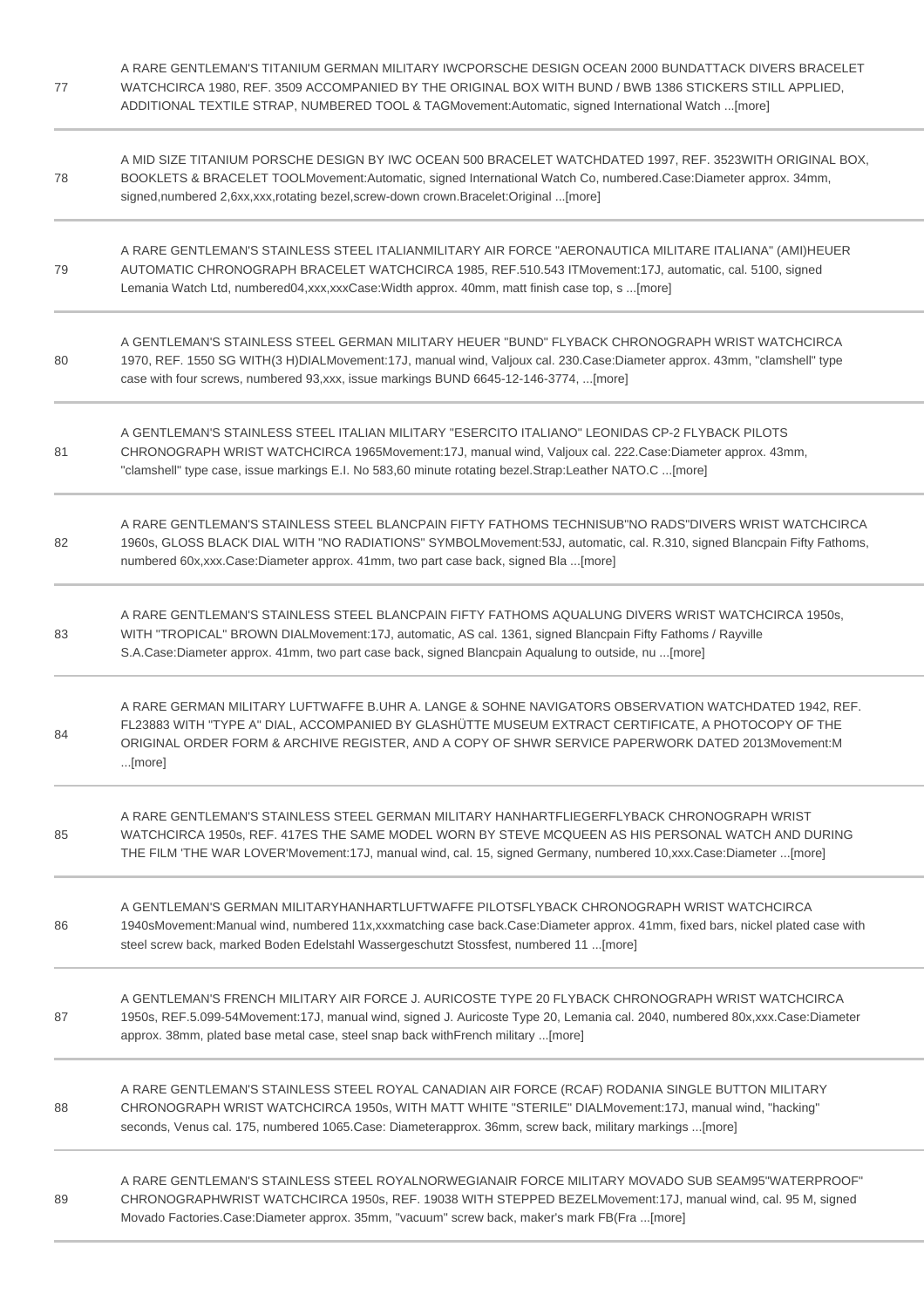| | |
|---|---|
| 77 | A RARE GENTLEMAN'S TITANIUM GERMAN MILITARY IWCPORSCHE DESIGN OCEAN 2000 BUNDATTACK DIVERS BRACELET WATCHCIRCA 1980, REF. 3509 ACCOMPANIED BY THE ORIGINAL BOX WITH BUND / BWB 1386 STICKERS STILL APPLIED, ADDITIONAL TEXTILE STRAP, NUMBERED TOOL & TAGMovement:Automatic, signed International Watch ...[more] |
| 78 | A MID SIZE TITANIUM PORSCHE DESIGN BY IWC OCEAN 500 BRACELET WATCHDATED 1997, REF. 3523WITH ORIGINAL BOX, BOOKLETS & BRACELET TOOLMovement:Automatic, signed International Watch Co, numbered.Case:Diameter approx. 34mm, signed,numbered 2,6xx,xxx,rotating bezel,screw-down crown.Bracelet:Original ...[more] |
| 79 | A RARE GENTLEMAN'S STAINLESS STEEL ITALIANMILITARY AIR FORCE "AERONAUTICA MILITARE ITALIANA" (AMI)HEUER AUTOMATIC CHRONOGRAPH BRACELET WATCHCIRCA 1985, REF.510.543 ITMovement:17J, automatic, cal. 5100, signed Lemania Watch Ltd, numbered04,xxx,xxxCase:Width approx. 40mm, matt finish case top, s ...[more] |
| 80 | A GENTLEMAN'S STAINLESS STEEL GERMAN MILITARY HEUER "BUND" FLYBACK CHRONOGRAPH WRIST WATCHCIRCA 1970, REF. 1550 SG WITH(3 H)DIALMovement:17J, manual wind, Valjoux cal. 230.Case:Diameter approx. 43mm, "clamshell" type case with four screws, numbered 93,xxx, issue markings BUND 6645-12-146-3774, ...[more] |
| 81 | A GENTLEMAN'S STAINLESS STEEL ITALIAN MILITARY "ESERCITO ITALIANO" LEONIDAS CP-2 FLYBACK PILOTS CHRONOGRAPH WRIST WATCHCIRCA 1965Movement:17J, manual wind, Valjoux cal. 222.Case:Diameter approx. 43mm, "clamshell" type case, issue markings E.I. No 583,60 minute rotating bezel.Strap:Leather NATO.C ...[more] |
| 82 | A RARE GENTLEMAN'S STAINLESS STEEL BLANCPAIN FIFTY FATHOMS TECHNISUB"NO RADS"DIVERS WRIST WATCHCIRCA 1960s, GLOSS BLACK DIAL WITH "NO RADIATIONS" SYMBOLMovement:53J, automatic, cal. R.310, signed Blancpain Fifty Fathoms, numbered 60x,xxx.Case:Diameter approx. 41mm, two part case back, signed Bla ...[more] |
| 83 | A RARE GENTLEMAN'S STAINLESS STEEL BLANCPAIN FIFTY FATHOMS AQUALUNG DIVERS WRIST WATCHCIRCA 1950s, WITH "TROPICAL" BROWN DIALMovement:17J, automatic, AS cal. 1361, signed Blancpain Fifty Fathoms / Rayville S.A.Case:Diameter approx. 41mm, two part case back, signed Blancpain Aqualung to outside, nu ...[more] |
| 84 | A RARE GERMAN MILITARY LUFTWAFFE B.UHR A. LANGE & SOHNE NAVIGATORS OBSERVATION WATCHDATED 1942, REF. FL23883 WITH "TYPE A" DIAL, ACCOMPANIED BY GLASHÜTTE MUSEUM EXTRACT CERTIFICATE, A PHOTOCOPY OF THE ORIGINAL ORDER FORM & ARCHIVE REGISTER, AND A COPY OF SHWR SERVICE PAPERWORK DATED 2013Movement:M ...[more] |
| 85 | A RARE GENTLEMAN'S STAINLESS STEEL GERMAN MILITARY HANHARTFLIEGERFLYBACK CHRONOGRAPH WRIST WATCHCIRCA 1950s, REF. 417ES THE SAME MODEL WORN BY STEVE MCQUEEN AS HIS PERSONAL WATCH AND DURING THE FILM 'THE WAR LOVER'Movement:17J, manual wind, cal. 15, signed Germany, numbered 10,xxx.Case:Diameter ...[more] |
| 86 | A GENTLEMAN'S GERMAN MILITARYHANHARTLUFTWAFFE PILOTSFLYBACK CHRONOGRAPH WRIST WATCHCIRCA 1940sMovement:Manual wind, numbered 11x,xxxmatching case back.Case:Diameter approx. 41mm, fixed bars, nickel plated case with steel screw back, marked Boden Edelstahl Wassergeschutzt Stossfest, numbered 11 ...[more] |
| 87 | A GENTLEMAN'S FRENCH MILITARY AIR FORCE J. AURICOSTE TYPE 20 FLYBACK CHRONOGRAPH WRIST WATCHCIRCA 1950s, REF.5.099-54Movement:17J, manual wind, signed J. Auricoste Type 20, Lemania cal. 2040, numbered 80x,xxx.Case:Diameter approx. 38mm, plated base metal case, steel snap back withFrench military ...[more] |
| 88 | A RARE GENTLEMAN'S STAINLESS STEEL ROYAL CANADIAN AIR FORCE (RCAF) RODANIA SINGLE BUTTON MILITARY CHRONOGRAPH WRIST WATCHCIRCA 1950s, WITH MATT WHITE "STERILE" DIALMovement:17J, manual wind, "hacking" seconds, Venus cal. 175, numbered 1065.Case: Diameterapprox. 36mm, screw back, military markings ...[more] |
| 89 | A RARE GENTLEMAN'S STAINLESS STEEL ROYALNORWEGIANAIR FORCE MILITARY MOVADO SUB SEAM95"WATERPROOF" CHRONOGRAPHWRIST WATCHCIRCA 1950s, REF. 19038 WITH STEPPED BEZELMovement:17J, manual wind, cal. 95 M, signed Movado Factories.Case:Diameter approx. 35mm, "vacuum" screw back, maker's mark FB(Fra ...[more] |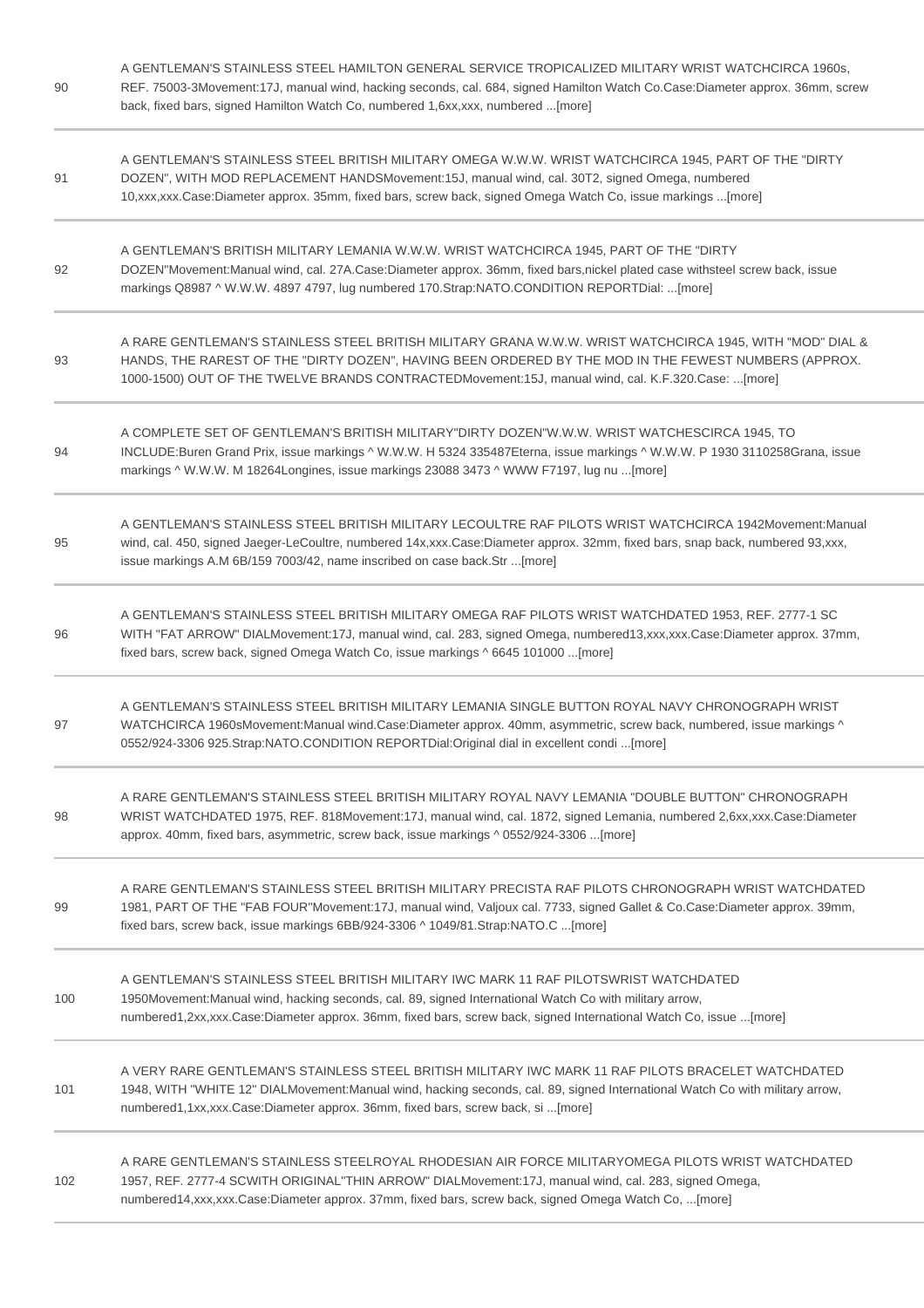| | |
|---|---|
| 90 | A GENTLEMAN'S STAINLESS STEEL HAMILTON GENERAL SERVICE TROPICALIZED MILITARY WRIST WATCHCIRCA 1960s, REF. 75003-3Movement:17J, manual wind, hacking seconds, cal. 684, signed Hamilton Watch Co.Case:Diameter approx. 36mm, screw back, fixed bars, signed Hamilton Watch Co, numbered 1,6xx,xxx, numbered ...[more] |
| 91 | A GENTLEMAN'S STAINLESS STEEL BRITISH MILITARY OMEGA W.W.W. WRIST WATCHCIRCA 1945, PART OF THE "DIRTY DOZEN", WITH MOD REPLACEMENT HANDSMovement:15J, manual wind, cal. 30T2, signed Omega, numbered 10,xxx,xxx.Case:Diameter approx. 35mm, fixed bars, screw back, signed Omega Watch Co, issue markings ...[more] |
| 92 | A GENTLEMAN'S BRITISH MILITARY LEMANIA W.W.W. WRIST WATCHCIRCA 1945, PART OF THE "DIRTY DOZEN"Movement:Manual wind, cal. 27A.Case:Diameter approx. 36mm, fixed bars,nickel plated case withsteel screw back, issue markings Q8987 ^ W.W.W. 4897 4797, lug numbered 170.Strap:NATO.CONDITION REPORTDial: ...[more] |
| 93 | A RARE GENTLEMAN'S STAINLESS STEEL BRITISH MILITARY GRANA W.W.W. WRIST WATCHCIRCA 1945, WITH "MOD" DIAL & HANDS, THE RAREST OF THE "DIRTY DOZEN", HAVING BEEN ORDERED BY THE MOD IN THE FEWEST NUMBERS (APPROX. 1000-1500) OUT OF THE TWELVE BRANDS CONTRACTEDMovement:15J, manual wind, cal. K.F.320.Case: ...[more] |
| 94 | A COMPLETE SET OF GENTLEMAN'S BRITISH MILITARY"DIRTY DOZEN"W.W.W. WRIST WATCHESCIRCA 1945, TO INCLUDE:Buren Grand Prix, issue markings ^ W.W.W. H 5324 335487Eterna, issue markings ^ W.W.W. P 1930 3110258Grana, issue markings ^ W.W.W. M 18264Longines, issue markings 23088 3473 ^ WWW F7197, lug nu ...[more] |
| 95 | A GENTLEMAN'S STAINLESS STEEL BRITISH MILITARY LECOULTRE RAF PILOTS WRIST WATCHCIRCA 1942Movement:Manual wind, cal. 450, signed Jaeger-LeCoultre, numbered 14x,xxx.Case:Diameter approx. 32mm, fixed bars, snap back, numbered 93,xxx, issue markings A.M 6B/159 7003/42, name inscribed on case back.Str ...[more] |
| 96 | A GENTLEMAN'S STAINLESS STEEL BRITISH MILITARY OMEGA RAF PILOTS WRIST WATCHDATED 1953, REF. 2777-1 SC WITH "FAT ARROW" DIALMovement:17J, manual wind, cal. 283, signed Omega, numbered13,xxx,xxx.Case:Diameter approx. 37mm, fixed bars, screw back, signed Omega Watch Co, issue markings ^ 6645 101000 ...[more] |
| 97 | A GENTLEMAN'S STAINLESS STEEL BRITISH MILITARY LEMANIA SINGLE BUTTON ROYAL NAVY CHRONOGRAPH WRIST WATCHCIRCA 1960sMovement:Manual wind.Case:Diameter approx. 40mm, asymmetric, screw back, numbered, issue markings ^ 0552/924-3306 925.Strap:NATO.CONDITION REPORTDial:Original dial in excellent condi ...[more] |
| 98 | A RARE GENTLEMAN'S STAINLESS STEEL BRITISH MILITARY ROYAL NAVY LEMANIA "DOUBLE BUTTON" CHRONOGRAPH WRIST WATCHDATED 1975, REF. 818Movement:17J, manual wind, cal. 1872, signed Lemania, numbered 2,6xx,xxx.Case:Diameter approx. 40mm, fixed bars, asymmetric, screw back, issue markings ^ 0552/924-3306 ...[more] |
| 99 | A RARE GENTLEMAN'S STAINLESS STEEL BRITISH MILITARY PRECISTA RAF PILOTS CHRONOGRAPH WRIST WATCHDATED 1981, PART OF THE "FAB FOUR"Movement:17J, manual wind, Valjoux cal. 7733, signed Gallet & Co.Case:Diameter approx. 39mm, fixed bars, screw back, issue markings 6BB/924-3306 ^ 1049/81.Strap:NATO.C ...[more] |
| 100 | A GENTLEMAN'S STAINLESS STEEL BRITISH MILITARY IWC MARK 11 RAF PILOTSWRIST WATCHDATED 1950Movement:Manual wind, hacking seconds, cal. 89, signed International Watch Co with military arrow, numbered1,2xx,xxx.Case:Diameter approx. 36mm, fixed bars, screw back, signed International Watch Co, issue ...[more] |
| 101 | A VERY RARE GENTLEMAN'S STAINLESS STEEL BRITISH MILITARY IWC MARK 11 RAF PILOTS BRACELET WATCHDATED 1948, WITH "WHITE 12" DIALMovement:Manual wind, hacking seconds, cal. 89, signed International Watch Co with military arrow, numbered1,1xx,xxx.Case:Diameter approx. 36mm, fixed bars, screw back, si ...[more] |
| 102 | A RARE GENTLEMAN'S STAINLESS STEELROYAL RHODESIAN AIR FORCE MILITARYOMEGA PILOTS WRIST WATCHDATED 1957, REF. 2777-4 SCWITH ORIGINAL"THIN ARROW" DIALMovement:17J, manual wind, cal. 283, signed Omega, numbered14,xxx,xxx.Case:Diameter approx. 37mm, fixed bars, screw back, signed Omega Watch Co, ...[more] |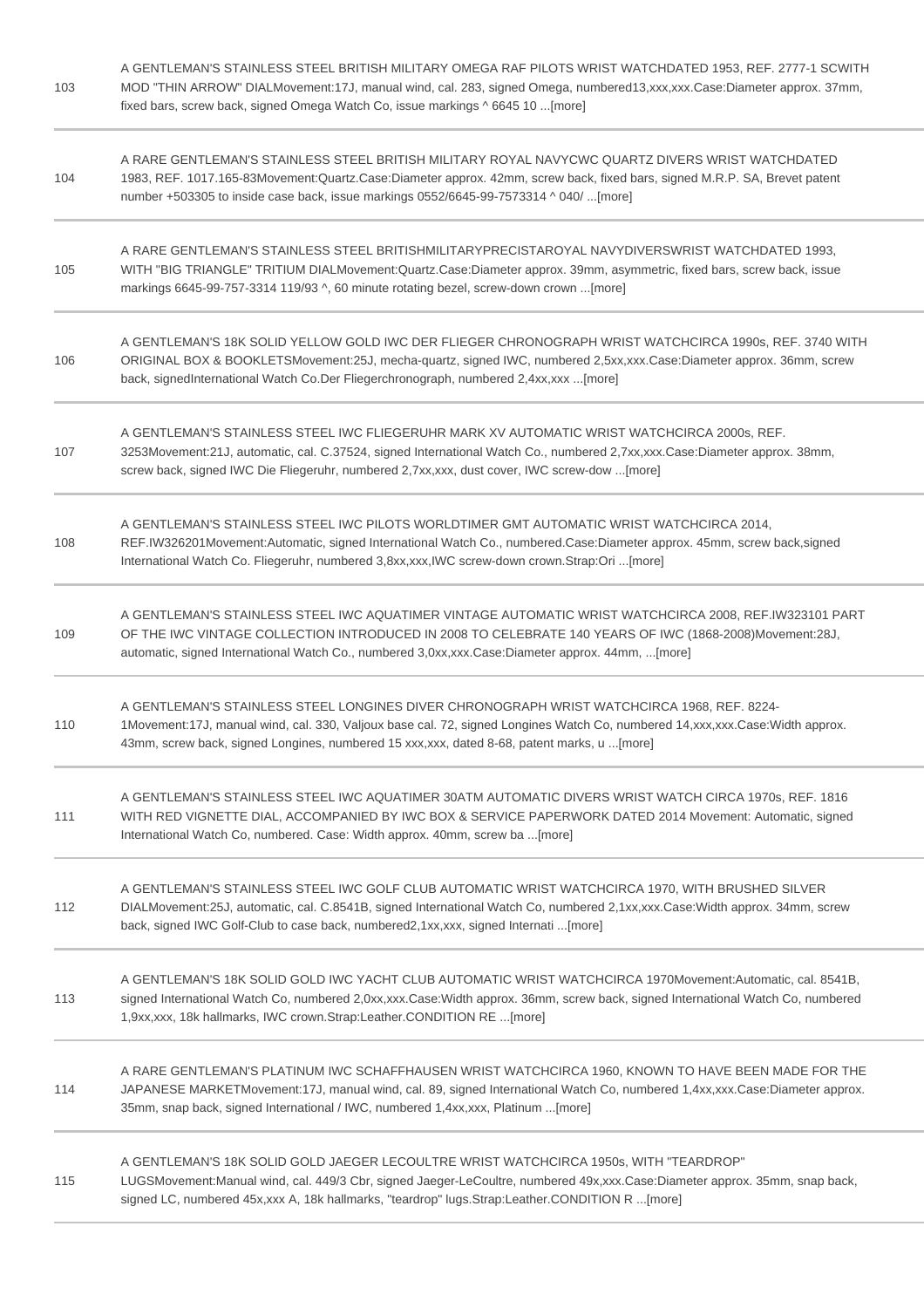| | |
|---|---|
| 103 | A GENTLEMAN'S STAINLESS STEEL BRITISH MILITARY OMEGA RAF PILOTS WRIST WATCHDATED 1953, REF. 2777-1 SCWITH MOD "THIN ARROW" DIALMovement:17J, manual wind, cal. 283, signed Omega, numbered13,xxx,xxx.Case:Diameter approx. 37mm, fixed bars, screw back, signed Omega Watch Co, issue markings ^ 6645 10 ...[more] |
| 104 | A RARE GENTLEMAN'S STAINLESS STEEL BRITISH MILITARY ROYAL NAVYCWC QUARTZ DIVERS WRIST WATCHDATED 1983, REF. 1017.165-83Movement:Quartz.Case:Diameter approx. 42mm, screw back, fixed bars, signed M.R.P. SA, Brevet patent number +503305 to inside case back, issue markings 0552/6645-99-7573314 ^ 040/ ...[more] |
| 105 | A RARE GENTLEMAN'S STAINLESS STEEL BRITISHMILITARYPRECISTAROYAL NAVYDIVERSWRIST WATCHDATED 1993, WITH "BIG TRIANGLE" TRITIUM DIALMovement:Quartz.Case:Diameter approx. 39mm, asymmetric, fixed bars, screw back, issue markings 6645-99-757-3314 119/93 ^, 60 minute rotating bezel, screw-down crown ...[more] |
| 106 | A GENTLEMAN'S 18K SOLID YELLOW GOLD IWC DER FLIEGER CHRONOGRAPH WRIST WATCHCIRCA 1990s, REF. 3740 WITH ORIGINAL BOX & BOOKLETSMovement:25J, mecha-quartz, signed IWC, numbered 2,5xx,xxx.Case:Diameter approx. 36mm, screw back, signedInternational Watch Co.Der Fliegerchronograph, numbered 2,4xx,xxx ...[more] |
| 107 | A GENTLEMAN'S STAINLESS STEEL IWC FLIEGERUHR MARK XV AUTOMATIC WRIST WATCHCIRCA 2000s, REF. 3253Movement:21J, automatic, cal. C.37524, signed International Watch Co., numbered 2,7xx,xxx.Case:Diameter approx. 38mm, screw back, signed IWC Die Fliegeruhr, numbered 2,7xx,xxx, dust cover, IWC screw-dow ...[more] |
| 108 | A GENTLEMAN'S STAINLESS STEEL IWC PILOTS WORLDTIMER GMT AUTOMATIC WRIST WATCHCIRCA 2014, REF.IW326201Movement:Automatic, signed International Watch Co., numbered.Case:Diameter approx. 45mm, screw back,signed International Watch Co. Fliegeruhr, numbered 3,8xx,xxx,IWC screw-down crown.Strap:Ori ...[more] |
| 109 | A GENTLEMAN'S STAINLESS STEEL IWC AQUATIMER VINTAGE AUTOMATIC WRIST WATCHCIRCA 2008, REF.IW323101 PART OF THE IWC VINTAGE COLLECTION INTRODUCED IN 2008 TO CELEBRATE 140 YEARS OF IWC (1868-2008)Movement:28J, automatic, signed International Watch Co., numbered 3,0xx,xxx.Case:Diameter approx. 44mm, ...[more] |
| 110 | A GENTLEMAN'S STAINLESS STEEL LONGINES DIVER CHRONOGRAPH WRIST WATCHCIRCA 1968, REF. 8224-1Movement:17J, manual wind, cal. 330, Valjoux base cal. 72, signed Longines Watch Co, numbered 14,xxx,xxx.Case:Width approx. 43mm, screw back, signed Longines, numbered 15 xxx,xxx, dated 8-68, patent marks, u ...[more] |
| 111 | A GENTLEMAN'S STAINLESS STEEL IWC AQUATIMER 30ATM AUTOMATIC DIVERS WRIST WATCH CIRCA 1970s, REF. 1816 WITH RED VIGNETTE DIAL, ACCOMPANIED BY IWC BOX & SERVICE PAPERWORK DATED 2014 Movement: Automatic, signed International Watch Co, numbered. Case: Width approx. 40mm, screw ba ...[more] |
| 112 | A GENTLEMAN'S STAINLESS STEEL IWC GOLF CLUB AUTOMATIC WRIST WATCHCIRCA 1970, WITH BRUSHED SILVER DIALMovement:25J, automatic, cal. C.8541B, signed International Watch Co, numbered 2,1xx,xxx.Case:Width approx. 34mm, screw back, signed IWC Golf-Club to case back, numbered2,1xx,xxx, signed Internati ...[more] |
| 113 | A GENTLEMAN'S 18K SOLID GOLD IWC YACHT CLUB AUTOMATIC WRIST WATCHCIRCA 1970Movement:Automatic, cal. 8541B, signed International Watch Co, numbered 2,0xx,xxx.Case:Width approx. 36mm, screw back, signed International Watch Co, numbered 1,9xx,xxx, 18k hallmarks, IWC crown.Strap:Leather.CONDITION RE ...[more] |
| 114 | A RARE GENTLEMAN'S PLATINUM IWC SCHAFFHAUSEN WRIST WATCHCIRCA 1960, KNOWN TO HAVE BEEN MADE FOR THE JAPANESE MARKETMovement:17J, manual wind, cal. 89, signed International Watch Co, numbered 1,4xx,xxx.Case:Diameter approx. 35mm, snap back, signed International / IWC, numbered 1,4xx,xxx, Platinum ...[more] |
| 115 | A GENTLEMAN'S 18K SOLID GOLD JAEGER LECOULTRE WRIST WATCHCIRCA 1950s, WITH "TEARDROP" LUGSMovement:Manual wind, cal. 449/3 Cbr, signed Jaeger-LeCoultre, numbered 49x,xxx.Case:Diameter approx. 35mm, snap back, signed LC, numbered 45x,xxx A, 18k hallmarks, "teardrop" lugs.Strap:Leather.CONDITION R ...[more] |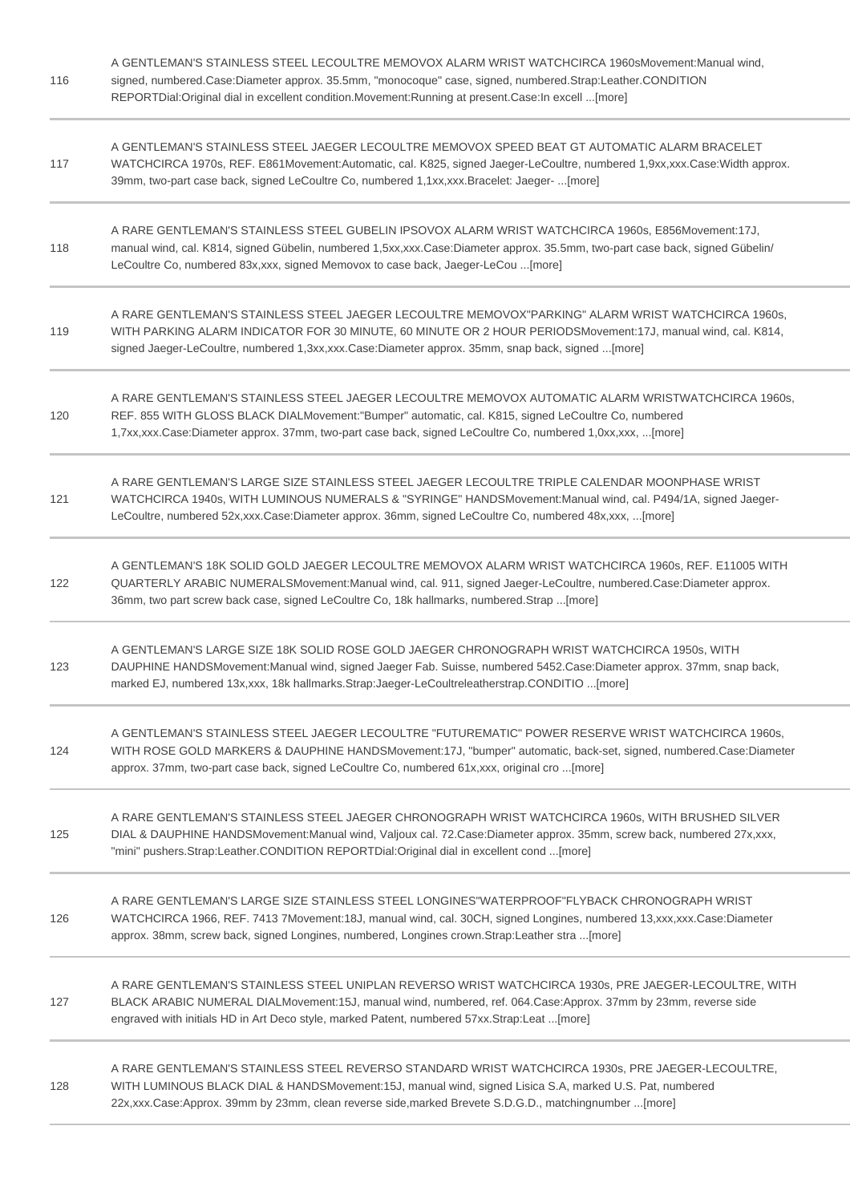| | |
|---|---|
| 116 | A GENTLEMAN'S STAINLESS STEEL LECOULTRE MEMOVOX ALARM WRIST WATCHCIRCA 1960sMovement:Manual wind, signed, numbered.Case:Diameter approx. 35.5mm, "monocoque" case, signed, numbered.Strap:Leather.CONDITION REPORTDial:Original dial in excellent condition.Movement:Running at present.Case:In excell ...[more] |
| 117 | A GENTLEMAN'S STAINLESS STEEL JAEGER LECOULTRE MEMOVOX SPEED BEAT GT AUTOMATIC ALARM BRACELET WATCHCIRCA 1970s, REF. E861Movement:Automatic, cal. K825, signed Jaeger-LeCoultre, numbered 1,9xx,xxx.Case:Width approx. 39mm, two-part case back, signed LeCoultre Co, numbered 1,1xx,xxx.Bracelet: Jaeger- ...[more] |
| 118 | A RARE GENTLEMAN'S STAINLESS STEEL GUBELIN IPSOVOX ALARM WRIST WATCHCIRCA 1960s, E856Movement:17J, manual wind, cal. K814, signed Gübelin, numbered 1,5xx,xxx.Case:Diameter approx. 35.5mm, two-part case back, signed Gübelin/ LeCoultre Co, numbered 83x,xxx, signed Memovox to case back, Jaeger-LeCou ...[more] |
| 119 | A RARE GENTLEMAN'S STAINLESS STEEL JAEGER LECOULTRE MEMOVOX"PARKING" ALARM WRIST WATCHCIRCA 1960s, WITH PARKING ALARM INDICATOR FOR 30 MINUTE, 60 MINUTE OR 2 HOUR PERIODSMovement:17J, manual wind, cal. K814, signed Jaeger-LeCoultre, numbered 1,3xx,xxx.Case:Diameter approx. 35mm, snap back, signed ...[more] |
| 120 | A RARE GENTLEMAN'S STAINLESS STEEL JAEGER LECOULTRE MEMOVOX AUTOMATIC ALARM WRISTWATCHCIRCA 1960s, REF. 855 WITH GLOSS BLACK DIALMovement:"Bumper" automatic, cal. K815, signed LeCoultre Co, numbered 1,7xx,xxx.Case:Diameter approx. 37mm, two-part case back, signed LeCoultre Co, numbered 1,0xx,xxx, ...[more] |
| 121 | A RARE GENTLEMAN'S LARGE SIZE STAINLESS STEEL JAEGER LECOULTRE TRIPLE CALENDAR MOONPHASE WRIST WATCHCIRCA 1940s, WITH LUMINOUS NUMERALS & "SYRINGE" HANDSMovement:Manual wind, cal. P494/1A, signed Jaeger-LeCoultre, numbered 52x,xxx.Case:Diameter approx. 36mm, signed LeCoultre Co, numbered 48x,xxx, ...[more] |
| 122 | A GENTLEMAN'S 18K SOLID GOLD JAEGER LECOULTRE MEMOVOX ALARM WRIST WATCHCIRCA 1960s, REF. E11005 WITH QUARTERLY ARABIC NUMERALSMovement:Manual wind, cal. 911, signed Jaeger-LeCoultre, numbered.Case:Diameter approx. 36mm, two part screw back case, signed LeCoultre Co, 18k hallmarks, numbered.Strap ...[more] |
| 123 | A GENTLEMAN'S LARGE SIZE 18K SOLID ROSE GOLD JAEGER CHRONOGRAPH WRIST WATCHCIRCA 1950s, WITH DAUPHINE HANDSMovement:Manual wind, signed Jaeger Fab. Suisse, numbered 5452.Case:Diameter approx. 37mm, snap back, marked EJ, numbered 13x,xxx, 18k hallmarks.Strap:Jaeger-LeCoultreleatherstrap.CONDITIO ...[more] |
| 124 | A GENTLEMAN'S STAINLESS STEEL JAEGER LECOULTRE "FUTUREMATIC" POWER RESERVE WRIST WATCHCIRCA 1960s, WITH ROSE GOLD MARKERS & DAUPHINE HANDSMovement:17J, "bumper" automatic, back-set, signed, numbered.Case:Diameter approx. 37mm, two-part case back, signed LeCoultre Co, numbered 61x,xxx, original cro ...[more] |
| 125 | A RARE GENTLEMAN'S STAINLESS STEEL JAEGER CHRONOGRAPH WRIST WATCHCIRCA 1960s, WITH BRUSHED SILVER DIAL & DAUPHINE HANDSMovement:Manual wind, Valjoux cal. 72.Case:Diameter approx. 35mm, screw back, numbered 27x,xxx, "mini" pushers.Strap:Leather.CONDITION REPORTDial:Original dial in excellent cond ...[more] |
| 126 | A RARE GENTLEMAN'S LARGE SIZE STAINLESS STEEL LONGINES"WATERPROOF"FLYBACK CHRONOGRAPH WRIST WATCHCIRCA 1966, REF. 7413 7Movement:18J, manual wind, cal. 30CH, signed Longines, numbered 13,xxx,xxx.Case:Diameter approx. 38mm, screw back, signed Longines, numbered, Longines crown.Strap:Leather stra ...[more] |
| 127 | A RARE GENTLEMAN'S STAINLESS STEEL UNIPLAN REVERSO WRIST WATCHCIRCA 1930s, PRE JAEGER-LECOULTRE, WITH BLACK ARABIC NUMERAL DIALMovement:15J, manual wind, numbered, ref. 064.Case:Approx. 37mm by 23mm, reverse side engraved with initials HD in Art Deco style, marked Patent, numbered 57xx.Strap:Leat ...[more] |
| 128 | A RARE GENTLEMAN'S STAINLESS STEEL REVERSO STANDARD WRIST WATCHCIRCA 1930s, PRE JAEGER-LECOULTRE, WITH LUMINOUS BLACK DIAL & HANDSMovement:15J, manual wind, signed Lisica S.A, marked U.S. Pat, numbered 22x,xxx.Case:Approx. 39mm by 23mm, clean reverse side,marked Brevete S.D.G.D., matchingnumber ...[more] |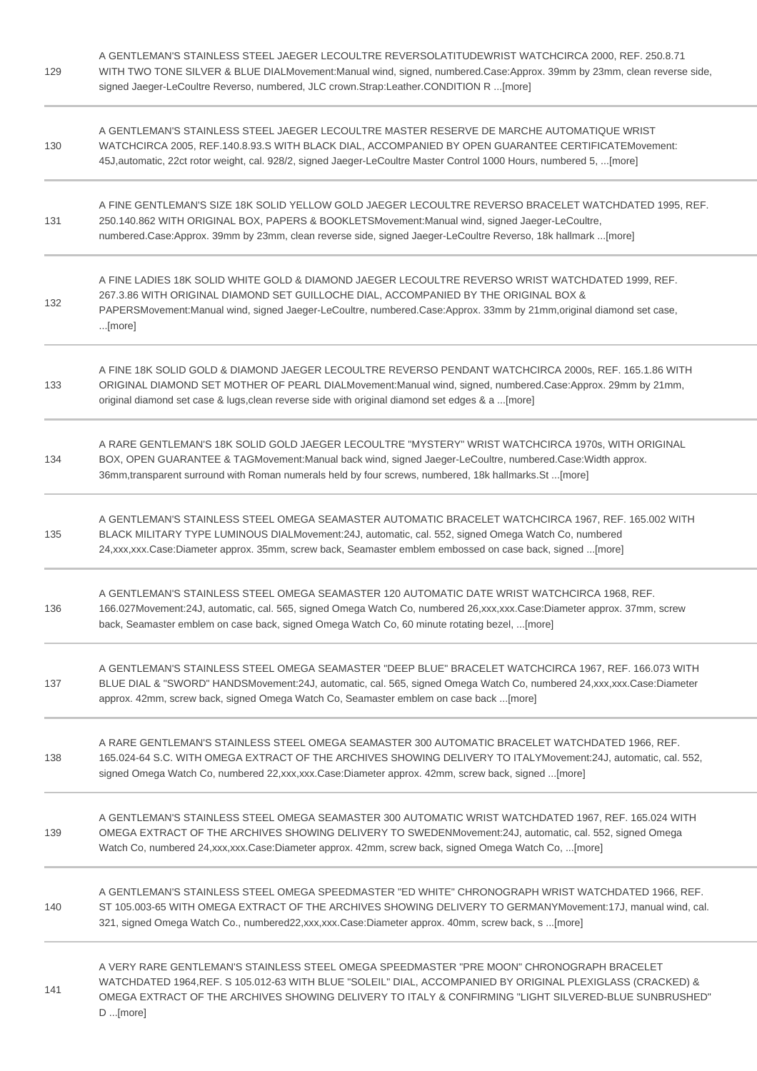| | |
|---|---|
| 129 | A GENTLEMAN'S STAINLESS STEEL JAEGER LECOULTRE REVERSOLATITUDEWRIST WATCHCIRCA 2000, REF. 250.8.71 WITH TWO TONE SILVER & BLUE DIALMovement:Manual wind, signed, numbered.Case:Approx. 39mm by 23mm, clean reverse side, signed Jaeger-LeCoultre Reverso, numbered, JLC crown.Strap:Leather.CONDITION R ...[more] |
| 130 | A GENTLEMAN'S STAINLESS STEEL JAEGER LECOULTRE MASTER RESERVE DE MARCHE AUTOMATIQUE WRIST WATCHCIRCA 2005, REF.140.8.93.S WITH BLACK DIAL, ACCOMPANIED BY OPEN GUARANTEE CERTIFICATEMovement: 45J,automatic, 22ct rotor weight, cal. 928/2, signed Jaeger-LeCoultre Master Control 1000 Hours, numbered 5, ...[more] |
| 131 | A FINE GENTLEMAN'S SIZE 18K SOLID YELLOW GOLD JAEGER LECOULTRE REVERSO BRACELET WATCHDATED 1995, REF. 250.140.862 WITH ORIGINAL BOX, PAPERS & BOOKLETSMovement:Manual wind, signed Jaeger-LeCoultre, numbered.Case:Approx. 39mm by 23mm, clean reverse side, signed Jaeger-LeCoultre Reverso, 18k hallmark ...[more] |
| 132 | A FINE LADIES 18K SOLID WHITE GOLD & DIAMOND JAEGER LECOULTRE REVERSO WRIST WATCHDATED 1999, REF. 267.3.86 WITH ORIGINAL DIAMOND SET GUILLOCHE DIAL, ACCOMPANIED BY THE ORIGINAL BOX & PAPERSMovement:Manual wind, signed Jaeger-LeCoultre, numbered.Case:Approx. 33mm by 21mm,original diamond set case, ...[more] |
| 133 | A FINE 18K SOLID GOLD & DIAMOND JAEGER LECOULTRE REVERSO PENDANT WATCHCIRCA 2000s, REF. 165.1.86 WITH ORIGINAL DIAMOND SET MOTHER OF PEARL DIALMovement:Manual wind, signed, numbered.Case:Approx. 29mm by 21mm, original diamond set case & lugs,clean reverse side with original diamond set edges & a ...[more] |
| 134 | A RARE GENTLEMAN'S 18K SOLID GOLD JAEGER LECOULTRE "MYSTERY" WRIST WATCHCIRCA 1970s, WITH ORIGINAL BOX, OPEN GUARANTEE & TAGMovement:Manual back wind, signed Jaeger-LeCoultre, numbered.Case:Width approx. 36mm,transparent surround with Roman numerals held by four screws, numbered, 18k hallmarks.St ...[more] |
| 135 | A GENTLEMAN'S STAINLESS STEEL OMEGA SEAMASTER AUTOMATIC BRACELET WATCHCIRCA 1967, REF. 165.002 WITH BLACK MILITARY TYPE LUMINOUS DIALMovement:24J, automatic, cal. 552, signed Omega Watch Co, numbered 24,xxx,xxx.Case:Diameter approx. 35mm, screw back, Seamaster emblem embossed on case back, signed ...[more] |
| 136 | A GENTLEMAN'S STAINLESS STEEL OMEGA SEAMASTER 120 AUTOMATIC DATE WRIST WATCHCIRCA 1968, REF. 166.027Movement:24J, automatic, cal. 565, signed Omega Watch Co, numbered 26,xxx,xxx.Case:Diameter approx. 37mm, screw back, Seamaster emblem on case back, signed Omega Watch Co, 60 minute rotating bezel, ...[more] |
| 137 | A GENTLEMAN'S STAINLESS STEEL OMEGA SEAMASTER "DEEP BLUE" BRACELET WATCHCIRCA 1967, REF. 166.073 WITH BLUE DIAL & "SWORD" HANDSMovement:24J, automatic, cal. 565, signed Omega Watch Co, numbered 24,xxx,xxx.Case:Diameter approx. 42mm, screw back, signed Omega Watch Co, Seamaster emblem on case back ...[more] |
| 138 | A RARE GENTLEMAN'S STAINLESS STEEL OMEGA SEAMASTER 300 AUTOMATIC BRACELET WATCHDATED 1966, REF. 165.024-64 S.C. WITH OMEGA EXTRACT OF THE ARCHIVES SHOWING DELIVERY TO ITALYMovement:24J, automatic, cal. 552, signed Omega Watch Co, numbered 22,xxx,xxx.Case:Diameter approx. 42mm, screw back, signed ...[more] |
| 139 | A GENTLEMAN'S STAINLESS STEEL OMEGA SEAMASTER 300 AUTOMATIC WRIST WATCHDATED 1967, REF. 165.024 WITH OMEGA EXTRACT OF THE ARCHIVES SHOWING DELIVERY TO SWEDENMovement:24J, automatic, cal. 552, signed Omega Watch Co, numbered 24,xxx,xxx.Case:Diameter approx. 42mm, screw back, signed Omega Watch Co, ...[more] |
| 140 | A GENTLEMAN'S STAINLESS STEEL OMEGA SPEEDMASTER "ED WHITE" CHRONOGRAPH WRIST WATCHDATED 1966, REF. ST 105.003-65 WITH OMEGA EXTRACT OF THE ARCHIVES SHOWING DELIVERY TO GERMANYMovement:17J, manual wind, cal. 321, signed Omega Watch Co., numbered22,xxx,xxx.Case:Diameter approx. 40mm, screw back, s ...[more] |
| 141 | A VERY RARE GENTLEMAN'S STAINLESS STEEL OMEGA SPEEDMASTER "PRE MOON" CHRONOGRAPH BRACELET WATCHDATED 1964,REF. S 105.012-63 WITH BLUE "SOLEIL" DIAL, ACCOMPANIED BY ORIGINAL PLEXIGLASS (CRACKED) & OMEGA EXTRACT OF THE ARCHIVES SHOWING DELIVERY TO ITALY & CONFIRMING "LIGHT SILVERED-BLUE SUNBRUSHED" D ...[more] |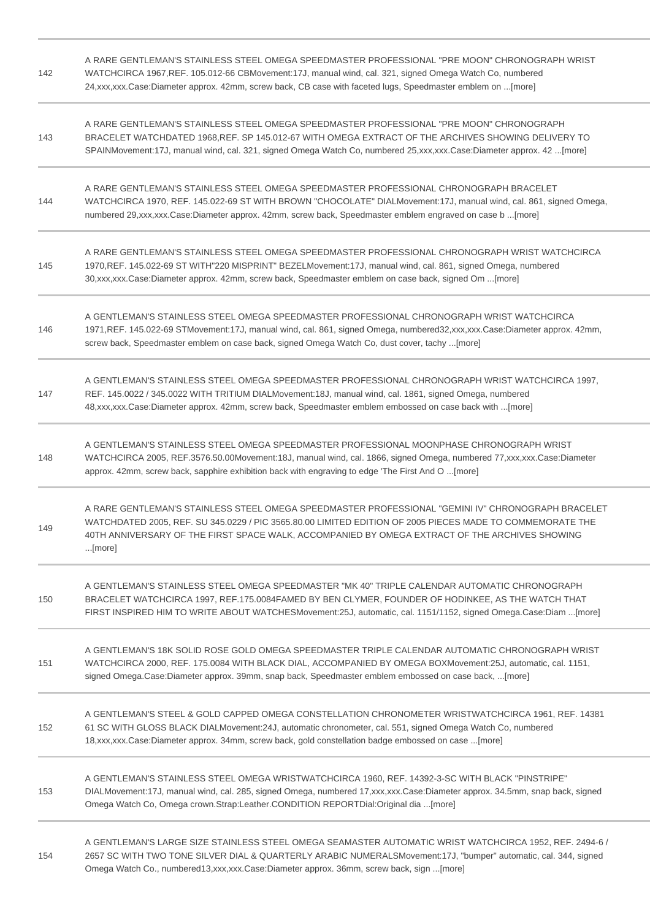| | |
|---|---|
| 142 | A RARE GENTLEMAN'S STAINLESS STEEL OMEGA SPEEDMASTER PROFESSIONAL "PRE MOON" CHRONOGRAPH WRIST WATCHCIRCA 1967,REF. 105.012-66 CBMovement:17J, manual wind, cal. 321, signed Omega Watch Co, numbered 24,xxx,xxx.Case:Diameter approx. 42mm, screw back, CB case with faceted lugs, Speedmaster emblem on ...[more] |
| 143 | A RARE GENTLEMAN'S STAINLESS STEEL OMEGA SPEEDMASTER PROFESSIONAL "PRE MOON" CHRONOGRAPH BRACELET WATCHDATED 1968,REF. SP 145.012-67 WITH OMEGA EXTRACT OF THE ARCHIVES SHOWING DELIVERY TO SPAINMovement:17J, manual wind, cal. 321, signed Omega Watch Co, numbered 25,xxx,xxx.Case:Diameter approx. 42 ...[more] |
| 144 | A RARE GENTLEMAN'S STAINLESS STEEL OMEGA SPEEDMASTER PROFESSIONAL CHRONOGRAPH BRACELET WATCHCIRCA 1970, REF. 145.022-69 ST WITH BROWN "CHOCOLATE" DIALMovement:17J, manual wind, cal. 861, signed Omega, numbered 29,xxx,xxx.Case:Diameter approx. 42mm, screw back, Speedmaster emblem engraved on case b ...[more] |
| 145 | A RARE GENTLEMAN'S STAINLESS STEEL OMEGA SPEEDMASTER PROFESSIONAL CHRONOGRAPH WRIST WATCHCIRCA 1970,REF. 145.022-69 ST WITH"220 MISPRINT" BEZELMovement:17J, manual wind, cal. 861, signed Omega, numbered 30,xxx,xxx.Case:Diameter approx. 42mm, screw back, Speedmaster emblem on case back, signed Om ...[more] |
| 146 | A GENTLEMAN'S STAINLESS STEEL OMEGA SPEEDMASTER PROFESSIONAL CHRONOGRAPH WRIST WATCHCIRCA 1971,REF. 145.022-69 STMovement:17J, manual wind, cal. 861, signed Omega, numbered32,xxx,xxx.Case:Diameter approx. 42mm, screw back, Speedmaster emblem on case back, signed Omega Watch Co, dust cover, tachy ...[more] |
| 147 | A GENTLEMAN'S STAINLESS STEEL OMEGA SPEEDMASTER PROFESSIONAL CHRONOGRAPH WRIST WATCHCIRCA 1997, REF. 145.0022 / 345.0022 WITH TRITIUM DIALMovement:18J, manual wind, cal. 1861, signed Omega, numbered 48,xxx,xxx.Case:Diameter approx. 42mm, screw back, Speedmaster emblem embossed on case back with ...[more] |
| 148 | A GENTLEMAN'S STAINLESS STEEL OMEGA SPEEDMASTER PROFESSIONAL MOONPHASE CHRONOGRAPH WRIST WATCHCIRCA 2005, REF.3576.50.00Movement:18J, manual wind, cal. 1866, signed Omega, numbered 77,xxx,xxx.Case:Diameter approx. 42mm, screw back, sapphire exhibition back with engraving to edge 'The First And O ...[more] |
| 149 | A RARE GENTLEMAN'S STAINLESS STEEL OMEGA SPEEDMASTER PROFESSIONAL "GEMINI IV" CHRONOGRAPH BRACELET WATCHDATED 2005, REF. SU 345.0229 / PIC 3565.80.00 LIMITED EDITION OF 2005 PIECES MADE TO COMMEMORATE THE 40TH ANNIVERSARY OF THE FIRST SPACE WALK, ACCOMPANIED BY OMEGA EXTRACT OF THE ARCHIVES SHOWING ...[more] |
| 150 | A GENTLEMAN'S STAINLESS STEEL OMEGA SPEEDMASTER "MK 40" TRIPLE CALENDAR AUTOMATIC CHRONOGRAPH BRACELET WATCHCIRCA 1997, REF.175.0084FAMED BY BEN CLYMER, FOUNDER OF HODINKEE, AS THE WATCH THAT FIRST INSPIRED HIM TO WRITE ABOUT WATCHESMovement:25J, automatic, cal. 1151/1152, signed Omega.Case:Diam ...[more] |
| 151 | A GENTLEMAN'S 18K SOLID ROSE GOLD OMEGA SPEEDMASTER TRIPLE CALENDAR AUTOMATIC CHRONOGRAPH WRIST WATCHCIRCA 2000, REF. 175.0084 WITH BLACK DIAL, ACCOMPANIED BY OMEGA BOXMovement:25J, automatic, cal. 1151, signed Omega.Case:Diameter approx. 39mm, snap back, Speedmaster emblem embossed on case back, ...[more] |
| 152 | A GENTLEMAN'S STEEL & GOLD CAPPED OMEGA CONSTELLATION CHRONOMETER WRISTWATCHCIRCA 1961, REF. 14381 61 SC WITH GLOSS BLACK DIALMovement:24J, automatic chronometer, cal. 551, signed Omega Watch Co, numbered 18,xxx,xxx.Case:Diameter approx. 34mm, screw back, gold constellation badge embossed on case ...[more] |
| 153 | A GENTLEMAN'S STAINLESS STEEL OMEGA WRISTWATCHCIRCA 1960, REF. 14392-3-SC WITH BLACK "PINSTRIPE" DIALMovement:17J, manual wind, cal. 285, signed Omega, numbered 17,xxx,xxx.Case:Diameter approx. 34.5mm, snap back, signed Omega Watch Co, Omega crown.Strap:Leather.CONDITION REPORTDial:Original dia ...[more] |
| 154 | A GENTLEMAN'S LARGE SIZE STAINLESS STEEL OMEGA SEAMASTER AUTOMATIC WRIST WATCHCIRCA 1952, REF. 2494-6 / 2657 SC WITH TWO TONE SILVER DIAL & QUARTERLY ARABIC NUMERALSMovement:17J, "bumper" automatic, cal. 344, signed Omega Watch Co., numbered13,xxx,xxx.Case:Diameter approx. 36mm, screw back, sign ...[more] |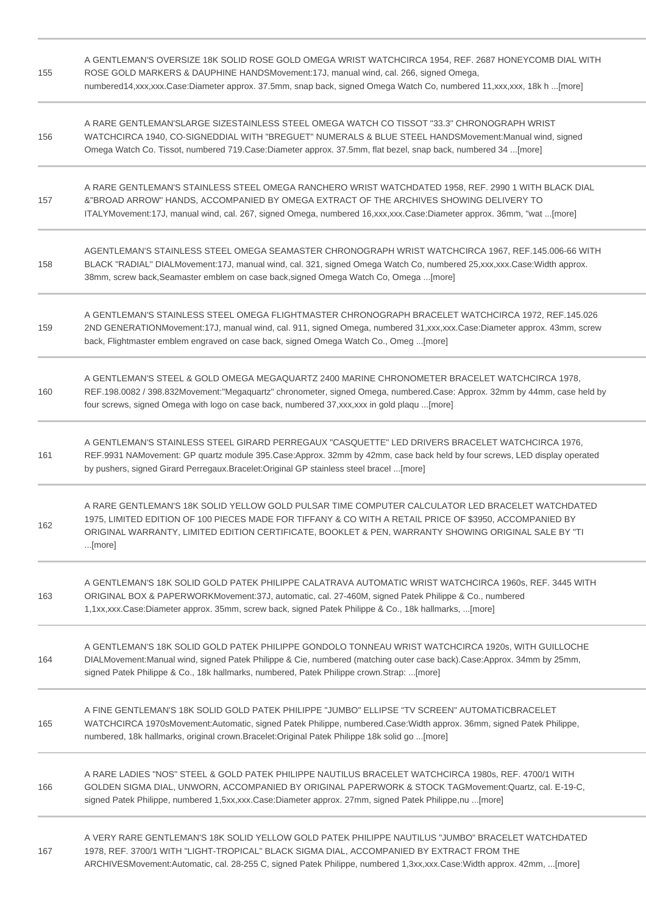| | |
|---|---|
| 155 | A GENTLEMAN'S OVERSIZE 18K SOLID ROSE GOLD OMEGA WRIST WATCHCIRCA 1954, REF. 2687 HONEYCOMB DIAL WITH ROSE GOLD MARKERS & DAUPHINE HANDSMovement:17J, manual wind, cal. 266, signed Omega, numbered14,xxx,xxx.Case:Diameter approx. 37.5mm, snap back, signed Omega Watch Co, numbered 11,xxx,xxx, 18k h ...[more] |
| 156 | A RARE GENTLEMAN'SLARGE SIZESTAINLESS STEEL OMEGA WATCH CO TISSOT "33.3" CHRONOGRAPH WRIST WATCHCIRCA 1940, CO-SIGNEDDIAL WITH "BREGUET" NUMERALS & BLUE STEEL HANDSMovement:Manual wind, signed Omega Watch Co. Tissot, numbered 719.Case:Diameter approx. 37.5mm, flat bezel, snap back, numbered 34 ...[more] |
| 157 | A RARE GENTLEMAN'S STAINLESS STEEL OMEGA RANCHERO WRIST WATCHDATED 1958, REF. 2990 1 WITH BLACK DIAL &"BROAD ARROW" HANDS, ACCOMPANIED BY OMEGA EXTRACT OF THE ARCHIVES SHOWING DELIVERY TO ITALYMovement:17J, manual wind, cal. 267, signed Omega, numbered 16,xxx,xxx.Case:Diameter approx. 36mm, "wat ...[more] |
| 158 | AGENTLEMAN'S STAINLESS STEEL OMEGA SEAMASTER CHRONOGRAPH WRIST WATCHCIRCA 1967, REF.145.006-66 WITH BLACK "RADIAL" DIALMovement:17J, manual wind, cal. 321, signed Omega Watch Co, numbered 25,xxx,xxx.Case:Width approx. 38mm, screw back,Seamaster emblem on case back,signed Omega Watch Co, Omega ...[more] |
| 159 | A GENTLEMAN'S STAINLESS STEEL OMEGA FLIGHTMASTER CHRONOGRAPH BRACELET WATCHCIRCA 1972, REF.145.026 2ND GENERATIONMovement:17J, manual wind, cal. 911, signed Omega, numbered 31,xxx,xxx.Case:Diameter approx. 43mm, screw back, Flightmaster emblem engraved on case back, signed Omega Watch Co., Omeg ...[more] |
| 160 | A GENTLEMAN'S STEEL & GOLD OMEGA MEGAQUARTZ 2400 MARINE CHRONOMETER BRACELET WATCHCIRCA 1978, REF.198.0082 / 398.832Movement:"Megaquartz" chronometer, signed Omega, numbered.Case: Approx. 32mm by 44mm, case held by four screws, signed Omega with logo on case back, numbered 37,xxx,xxx in gold plaqu ...[more] |
| 161 | A GENTLEMAN'S STAINLESS STEEL GIRARD PERREGAUX "CASQUETTE" LED DRIVERS BRACELET WATCHCIRCA 1976, REF.9931 NAMovement: GP quartz module 395.Case:Approx. 32mm by 42mm, case back held by four screws, LED display operated by pushers, signed Girard Perregaux.Bracelet:Original GP stainless steel bracel ...[more] |
| 162 | A RARE GENTLEMAN'S 18K SOLID YELLOW GOLD PULSAR TIME COMPUTER CALCULATOR LED BRACELET WATCHDATED 1975, LIMITED EDITION OF 100 PIECES MADE FOR TIFFANY & CO WITH A RETAIL PRICE OF $3950, ACCOMPANIED BY ORIGINAL WARRANTY, LIMITED EDITION CERTIFICATE, BOOKLET & PEN, WARRANTY SHOWING ORIGINAL SALE BY "TI ...[more] |
| 163 | A GENTLEMAN'S 18K SOLID GOLD PATEK PHILIPPE CALATRAVA AUTOMATIC WRIST WATCHCIRCA 1960s, REF. 3445 WITH ORIGINAL BOX & PAPERWORKMovement:37J, automatic, cal. 27-460M, signed Patek Philippe & Co., numbered 1,1xx,xxx.Case:Diameter approx. 35mm, screw back, signed Patek Philippe & Co., 18k hallmarks, ...[more] |
| 164 | A GENTLEMAN'S 18K SOLID GOLD PATEK PHILIPPE GONDOLO TONNEAU WRIST WATCHCIRCA 1920s, WITH GUILLOCHE DIALMovement:Manual wind, signed Patek Philippe & Cie, numbered (matching outer case back).Case:Approx. 34mm by 25mm, signed Patek Philippe & Co., 18k hallmarks, numbered, Patek Philippe crown.Strap: ...[more] |
| 165 | A FINE GENTLEMAN'S 18K SOLID GOLD PATEK PHILIPPE "JUMBO" ELLIPSE "TV SCREEN" AUTOMATICBRACELET WATCHCIRCA 1970sMovement:Automatic, signed Patek Philippe, numbered.Case:Width approx. 36mm, signed Patek Philippe, numbered, 18k hallmarks, original crown.Bracelet:Original Patek Philippe 18k solid go ...[more] |
| 166 | A RARE LADIES "NOS" STEEL & GOLD PATEK PHILIPPE NAUTILUS BRACELET WATCHCIRCA 1980s, REF. 4700/1 WITH GOLDEN SIGMA DIAL, UNWORN, ACCOMPANIED BY ORIGINAL PAPERWORK & STOCK TAGMovement:Quartz, cal. E-19-C, signed Patek Philippe, numbered 1,5xx,xxx.Case:Diameter approx. 27mm, signed Patek Philippe,nu ...[more] |
| 167 | A VERY RARE GENTLEMAN'S 18K SOLID YELLOW GOLD PATEK PHILIPPE NAUTILUS "JUMBO" BRACELET WATCHDATED 1978, REF. 3700/1 WITH "LIGHT-TROPICAL" BLACK SIGMA DIAL, ACCOMPANIED BY EXTRACT FROM THE ARCHIVESMovement:Automatic, cal. 28-255 C, signed Patek Philippe, numbered 1,3xx,xxx.Case:Width approx. 42mm, ...[more] |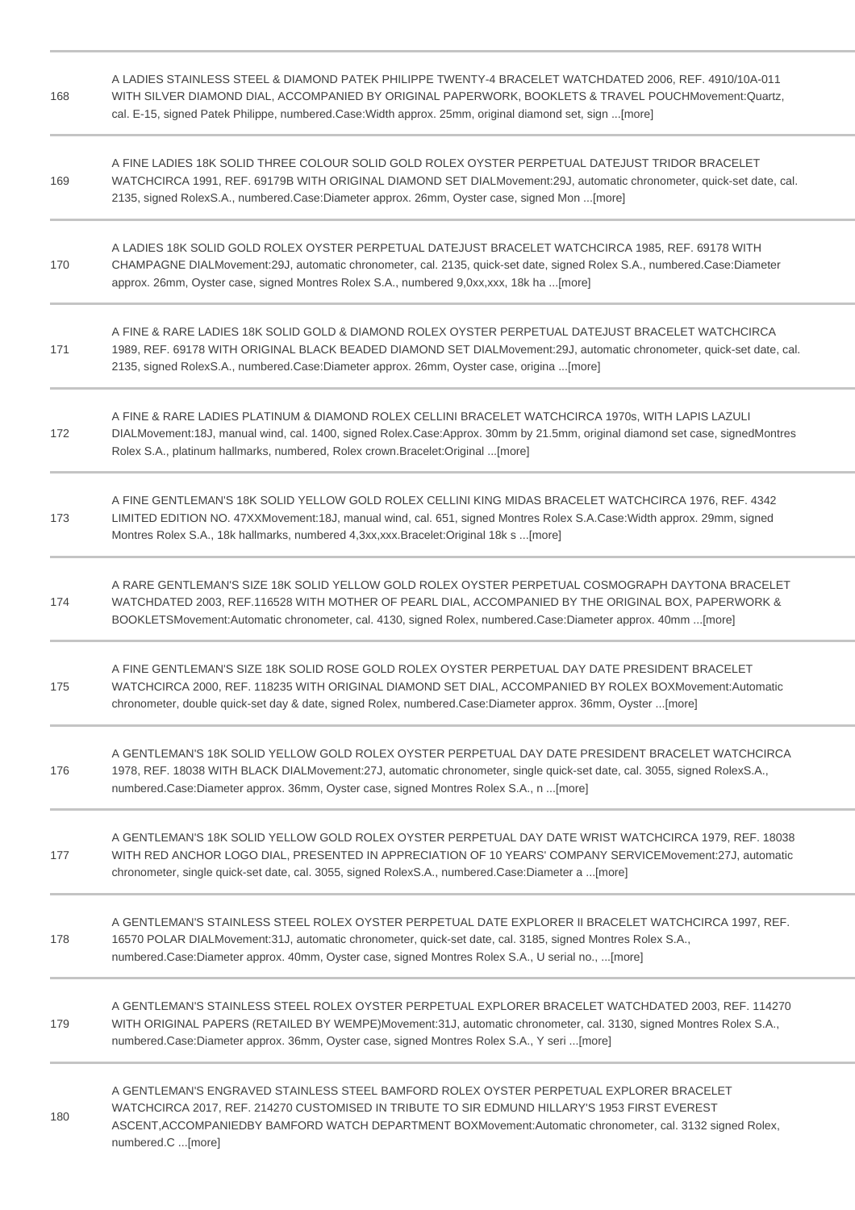| | |
|---|---|
| 168 | A LADIES STAINLESS STEEL & DIAMOND PATEK PHILIPPE TWENTY-4 BRACELET WATCHDATED 2006, REF. 4910/10A-011 WITH SILVER DIAMOND DIAL, ACCOMPANIED BY ORIGINAL PAPERWORK, BOOKLETS & TRAVEL POUCHMovement:Quartz, cal. E-15, signed Patek Philippe, numbered.Case:Width approx. 25mm, original diamond set, sign ...[more] |
| 169 | A FINE LADIES 18K SOLID THREE COLOUR SOLID GOLD ROLEX OYSTER PERPETUAL DATEJUST TRIDOR BRACELET WATCHCIRCA 1991, REF. 69179B WITH ORIGINAL DIAMOND SET DIALMovement:29J, automatic chronometer, quick-set date, cal. 2135, signed RolexS.A., numbered.Case:Diameter approx. 26mm, Oyster case, signed Mon ...[more] |
| 170 | A LADIES 18K SOLID GOLD ROLEX OYSTER PERPETUAL DATEJUST BRACELET WATCHCIRCA 1985, REF. 69178 WITH CHAMPAGNE DIALMovement:29J, automatic chronometer, cal. 2135, quick-set date, signed Rolex S.A., numbered.Case:Diameter approx. 26mm, Oyster case, signed Montres Rolex S.A., numbered 9,0xx,xxx, 18k ha ...[more] |
| 171 | A FINE & RARE LADIES 18K SOLID GOLD & DIAMOND ROLEX OYSTER PERPETUAL DATEJUST BRACELET WATCHCIRCA 1989, REF. 69178 WITH ORIGINAL BLACK BEADED DIAMOND SET DIALMovement:29J, automatic chronometer, quick-set date, cal. 2135, signed RolexS.A., numbered.Case:Diameter approx. 26mm, Oyster case, origina ...[more] |
| 172 | A FINE & RARE LADIES PLATINUM & DIAMOND ROLEX CELLINI BRACELET WATCHCIRCA 1970s, WITH LAPIS LAZULI DIALMovement:18J, manual wind, cal. 1400, signed Rolex.Case:Approx. 30mm by 21.5mm, original diamond set case, signedMontres Rolex S.A., platinum hallmarks, numbered, Rolex crown.Bracelet:Original ...[more] |
| 173 | A FINE GENTLEMAN'S 18K SOLID YELLOW GOLD ROLEX CELLINI KING MIDAS BRACELET WATCHCIRCA 1976, REF. 4342 LIMITED EDITION NO. 47XXMovement:18J, manual wind, cal. 651, signed Montres Rolex S.A.Case:Width approx. 29mm, signed Montres Rolex S.A., 18k hallmarks, numbered 4,3xx,xxx.Bracelet:Original 18k s ...[more] |
| 174 | A RARE GENTLEMAN'S SIZE 18K SOLID YELLOW GOLD ROLEX OYSTER PERPETUAL COSMOGRAPH DAYTONA BRACELET WATCHDATED 2003, REF.116528 WITH MOTHER OF PEARL DIAL, ACCOMPANIED BY THE ORIGINAL BOX, PAPERWORK & BOOKLETSMovement:Automatic chronometer, cal. 4130, signed Rolex, numbered.Case:Diameter approx. 40mm ...[more] |
| 175 | A FINE GENTLEMAN'S SIZE 18K SOLID ROSE GOLD ROLEX OYSTER PERPETUAL DAY DATE PRESIDENT BRACELET WATCHCIRCA 2000, REF. 118235 WITH ORIGINAL DIAMOND SET DIAL, ACCOMPANIED BY ROLEX BOXMovement:Automatic chronometer, double quick-set day & date, signed Rolex, numbered.Case:Diameter approx. 36mm, Oyster ...[more] |
| 176 | A GENTLEMAN'S 18K SOLID YELLOW GOLD ROLEX OYSTER PERPETUAL DAY DATE PRESIDENT BRACELET WATCHCIRCA 1978, REF. 18038 WITH BLACK DIALMovement:27J, automatic chronometer, single quick-set date, cal. 3055, signed RolexS.A., numbered.Case:Diameter approx. 36mm, Oyster case, signed Montres Rolex S.A., n ...[more] |
| 177 | A GENTLEMAN'S 18K SOLID YELLOW GOLD ROLEX OYSTER PERPETUAL DAY DATE WRIST WATCHCIRCA 1979, REF. 18038 WITH RED ANCHOR LOGO DIAL, PRESENTED IN APPRECIATION OF 10 YEARS' COMPANY SERVICEMovement:27J, automatic chronometer, single quick-set date, cal. 3055, signed RolexS.A., numbered.Case:Diameter a ...[more] |
| 178 | A GENTLEMAN'S STAINLESS STEEL ROLEX OYSTER PERPETUAL DATE EXPLORER II BRACELET WATCHCIRCA 1997, REF. 16570 POLAR DIALMovement:31J, automatic chronometer, quick-set date, cal. 3185, signed Montres Rolex S.A., numbered.Case:Diameter approx. 40mm, Oyster case, signed Montres Rolex S.A., U serial no., ...[more] |
| 179 | A GENTLEMAN'S STAINLESS STEEL ROLEX OYSTER PERPETUAL EXPLORER BRACELET WATCHDATED 2003, REF. 114270 WITH ORIGINAL PAPERS (RETAILED BY WEMPE)Movement:31J, automatic chronometer, cal. 3130, signed Montres Rolex S.A., numbered.Case:Diameter approx. 36mm, Oyster case, signed Montres Rolex S.A., Y seri ...[more] |
| 180 | A GENTLEMAN'S ENGRAVED STAINLESS STEEL BAMFORD ROLEX OYSTER PERPETUAL EXPLORER BRACELET WATCHCIRCA 2017, REF. 214270 CUSTOMISED IN TRIBUTE TO SIR EDMUND HILLARY'S 1953 FIRST EVEREST ASCENT,ACCOMPANIEDBY BAMFORD WATCH DEPARTMENT BOXMovement:Automatic chronometer, cal. 3132 signed Rolex, numbered.C ...[more] |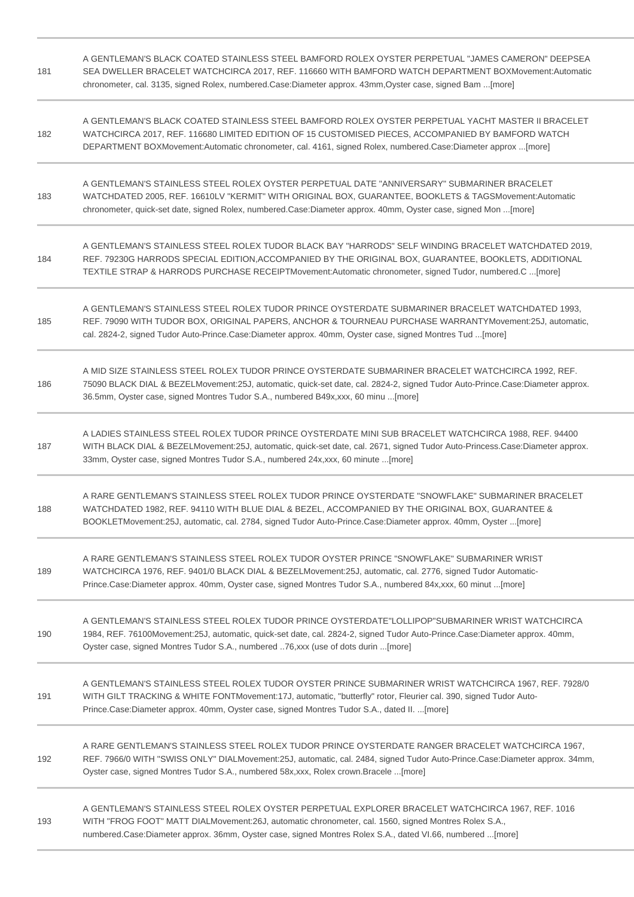| | |
|---|---|
| 181 | A GENTLEMAN'S BLACK COATED STAINLESS STEEL BAMFORD ROLEX OYSTER PERPETUAL "JAMES CAMERON" DEEPSEA SEA DWELLER BRACELET WATCHCIRCA 2017, REF. 116660 WITH BAMFORD WATCH DEPARTMENT BOXMovement:Automatic chronometer, cal. 3135, signed Rolex, numbered.Case:Diameter approx. 43mm,Oyster case, signed Bam ...[more] |
| 182 | A GENTLEMAN'S BLACK COATED STAINLESS STEEL BAMFORD ROLEX OYSTER PERPETUAL YACHT MASTER II BRACELET WATCHCIRCA 2017, REF. 116680 LIMITED EDITION OF 15 CUSTOMISED PIECES, ACCOMPANIED BY BAMFORD WATCH DEPARTMENT BOXMovement:Automatic chronometer, cal. 4161, signed Rolex, numbered.Case:Diameter approx ...[more] |
| 183 | A GENTLEMAN'S STAINLESS STEEL ROLEX OYSTER PERPETUAL DATE "ANNIVERSARY" SUBMARINER BRACELET WATCHDATED 2005, REF. 16610LV "KERMIT" WITH ORIGINAL BOX, GUARANTEE, BOOKLETS & TAGSMovement:Automatic chronometer, quick-set date, signed Rolex, numbered.Case:Diameter approx. 40mm, Oyster case, signed Mon ...[more] |
| 184 | A GENTLEMAN'S STAINLESS STEEL ROLEX TUDOR BLACK BAY "HARRODS" SELF WINDING BRACELET WATCHDATED 2019, REF. 79230G HARRODS SPECIAL EDITION,ACCOMPANIED BY THE ORIGINAL BOX, GUARANTEE, BOOKLETS, ADDITIONAL TEXTILE STRAP & HARRODS PURCHASE RECEIPTMovement:Automatic chronometer, signed Tudor, numbered.C ...[more] |
| 185 | A GENTLEMAN'S STAINLESS STEEL ROLEX TUDOR PRINCE OYSTERDATE SUBMARINER BRACELET WATCHDATED 1993, REF. 79090 WITH TUDOR BOX, ORIGINAL PAPERS, ANCHOR & TOURNEAU PURCHASE WARRANTYMovement:25J, automatic, cal. 2824-2, signed Tudor Auto-Prince.Case:Diameter approx. 40mm, Oyster case, signed Montres Tud ...[more] |
| 186 | A MID SIZE STAINLESS STEEL ROLEX TUDOR PRINCE OYSTERDATE SUBMARINER BRACELET WATCHCIRCA 1992, REF. 75090 BLACK DIAL & BEZELMovement:25J, automatic, quick-set date, cal. 2824-2, signed Tudor Auto-Prince.Case:Diameter approx. 36.5mm, Oyster case, signed Montres Tudor S.A., numbered B49x,xxx, 60 minu ...[more] |
| 187 | A LADIES STAINLESS STEEL ROLEX TUDOR PRINCE OYSTERDATE MINI SUB BRACELET WATCHCIRCA 1988, REF. 94400 WITH BLACK DIAL & BEZELMovement:25J, automatic, quick-set date, cal. 2671, signed Tudor Auto-Princess.Case:Diameter approx. 33mm, Oyster case, signed Montres Tudor S.A., numbered 24x,xxx, 60 minute ...[more] |
| 188 | A RARE GENTLEMAN'S STAINLESS STEEL ROLEX TUDOR PRINCE OYSTERDATE "SNOWFLAKE" SUBMARINER BRACELET WATCHDATED 1982, REF. 94110 WITH BLUE DIAL & BEZEL, ACCOMPANIED BY THE ORIGINAL BOX, GUARANTEE & BOOKLETMovement:25J, automatic, cal. 2784, signed Tudor Auto-Prince.Case:Diameter approx. 40mm, Oyster ...[more] |
| 189 | A RARE GENTLEMAN'S STAINLESS STEEL ROLEX TUDOR OYSTER PRINCE "SNOWFLAKE" SUBMARINER WRIST WATCHCIRCA 1976, REF. 9401/0 BLACK DIAL & BEZELMovement:25J, automatic, cal. 2776, signed Tudor Automatic-Prince.Case:Diameter approx. 40mm, Oyster case, signed Montres Tudor S.A., numbered 84x,xxx, 60 minut ...[more] |
| 190 | A GENTLEMAN'S STAINLESS STEEL ROLEX TUDOR PRINCE OYSTERDATE"LOLLIPOP"SUBMARINER WRIST WATCHCIRCA 1984, REF. 76100Movement:25J, automatic, quick-set date, cal. 2824-2, signed Tudor Auto-Prince.Case:Diameter approx. 40mm, Oyster case, signed Montres Tudor S.A., numbered ..76,xxx (use of dots durin ...[more] |
| 191 | A GENTLEMAN'S STAINLESS STEEL ROLEX TUDOR OYSTER PRINCE SUBMARINER WRIST WATCHCIRCA 1967, REF. 7928/0 WITH GILT TRACKING & WHITE FONTMovement:17J, automatic, "butterfly" rotor, Fleurier cal. 390, signed Tudor Auto-Prince.Case:Diameter approx. 40mm, Oyster case, signed Montres Tudor S.A., dated II. ...[more] |
| 192 | A RARE GENTLEMAN'S STAINLESS STEEL ROLEX TUDOR PRINCE OYSTERDATE RANGER BRACELET WATCHCIRCA 1967, REF. 7966/0 WITH "SWISS ONLY" DIALMovement:25J, automatic, cal. 2484, signed Tudor Auto-Prince.Case:Diameter approx. 34mm, Oyster case, signed Montres Tudor S.A., numbered 58x,xxx, Rolex crown.Bracele ...[more] |
| 193 | A GENTLEMAN'S STAINLESS STEEL ROLEX OYSTER PERPETUAL EXPLORER BRACELET WATCHCIRCA 1967, REF. 1016 WITH "FROG FOOT" MATT DIALMovement:26J, automatic chronometer, cal. 1560, signed Montres Rolex S.A., numbered.Case:Diameter approx. 36mm, Oyster case, signed Montres Rolex S.A., dated VI.66, numbered ...[more] |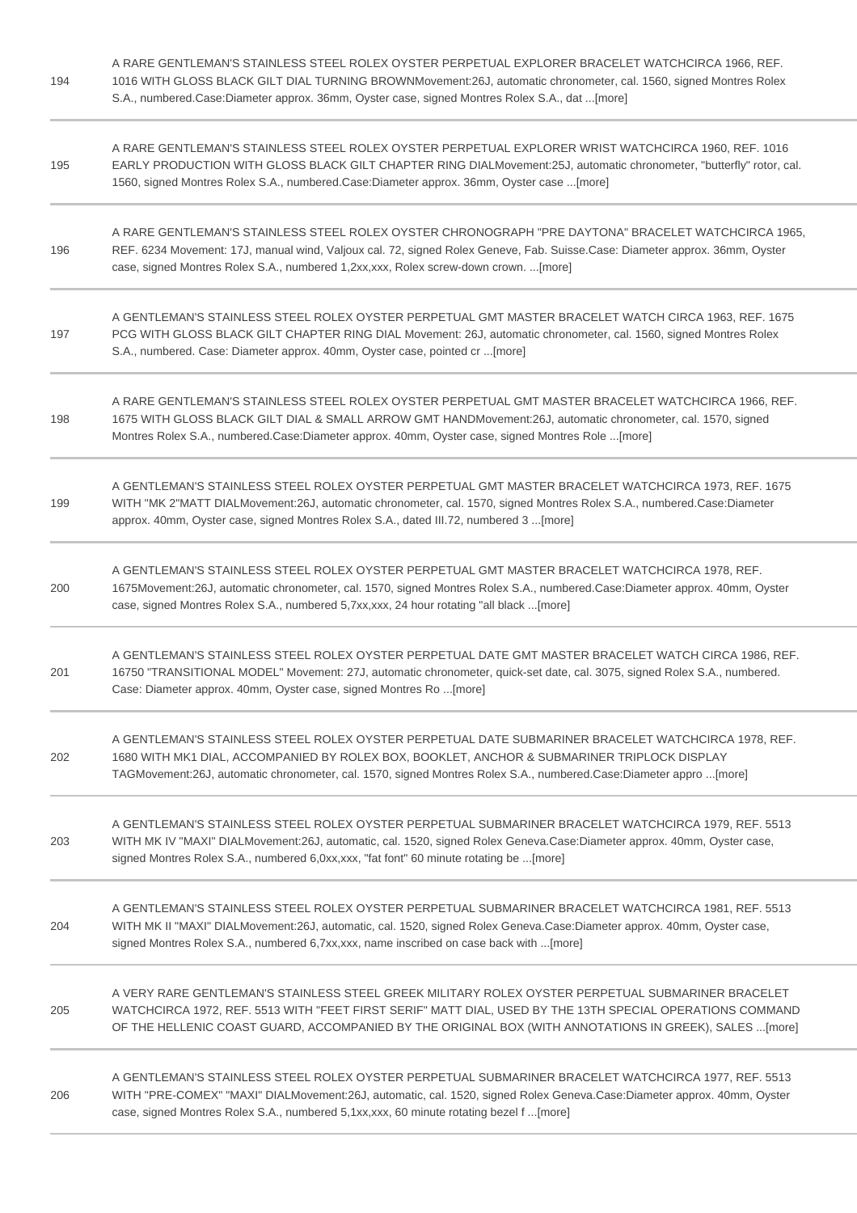| | |
|---|---|
| 194 | A RARE GENTLEMAN'S STAINLESS STEEL ROLEX OYSTER PERPETUAL EXPLORER BRACELET WATCHCIRCA 1966, REF. 1016 WITH GLOSS BLACK GILT DIAL TURNING BROWNMovement:26J, automatic chronometer, cal. 1560, signed Montres Rolex S.A., numbered.Case:Diameter approx. 36mm, Oyster case, signed Montres Rolex S.A., dat ...[more] |
| 195 | A RARE GENTLEMAN'S STAINLESS STEEL ROLEX OYSTER PERPETUAL EXPLORER WRIST WATCHCIRCA 1960, REF. 1016 EARLY PRODUCTION WITH GLOSS BLACK GILT CHAPTER RING DIALMovement:25J, automatic chronometer, "butterfly" rotor, cal. 1560, signed Montres Rolex S.A., numbered.Case:Diameter approx. 36mm, Oyster case ...[more] |
| 196 | A RARE GENTLEMAN'S STAINLESS STEEL ROLEX OYSTER CHRONOGRAPH "PRE DAYTONA" BRACELET WATCHCIRCA 1965, REF. 6234 Movement: 17J, manual wind, Valjoux cal. 72, signed Rolex Geneve, Fab. Suisse.Case: Diameter approx. 36mm, Oyster case, signed Montres Rolex S.A., numbered 1,2xx,xxx, Rolex screw-down crown. ...[more] |
| 197 | A GENTLEMAN'S STAINLESS STEEL ROLEX OYSTER PERPETUAL GMT MASTER BRACELET WATCH CIRCA 1963, REF. 1675 PCG WITH GLOSS BLACK GILT CHAPTER RING DIAL Movement: 26J, automatic chronometer, cal. 1560, signed Montres Rolex S.A., numbered. Case: Diameter approx. 40mm, Oyster case, pointed cr ...[more] |
| 198 | A RARE GENTLEMAN'S STAINLESS STEEL ROLEX OYSTER PERPETUAL GMT MASTER BRACELET WATCHCIRCA 1966, REF. 1675 WITH GLOSS BLACK GILT DIAL & SMALL ARROW GMT HANDMovement:26J, automatic chronometer, cal. 1570, signed Montres Rolex S.A., numbered.Case:Diameter approx. 40mm, Oyster case, signed Montres Role ...[more] |
| 199 | A GENTLEMAN'S STAINLESS STEEL ROLEX OYSTER PERPETUAL GMT MASTER BRACELET WATCHCIRCA 1973, REF. 1675 WITH "MK 2"MATT DIALMovement:26J, automatic chronometer, cal. 1570, signed Montres Rolex S.A., numbered.Case:Diameter approx. 40mm, Oyster case, signed Montres Rolex S.A., dated III.72, numbered 3 ...[more] |
| 200 | A GENTLEMAN'S STAINLESS STEEL ROLEX OYSTER PERPETUAL GMT MASTER BRACELET WATCHCIRCA 1978, REF. 1675Movement:26J, automatic chronometer, cal. 1570, signed Montres Rolex S.A., numbered.Case:Diameter approx. 40mm, Oyster case, signed Montres Rolex S.A., numbered 5,7xx,xxx, 24 hour rotating "all black ...[more] |
| 201 | A GENTLEMAN'S STAINLESS STEEL ROLEX OYSTER PERPETUAL DATE GMT MASTER BRACELET WATCH CIRCA 1986, REF. 16750 "TRANSITIONAL MODEL" Movement: 27J, automatic chronometer, quick-set date, cal. 3075, signed Rolex S.A., numbered. Case: Diameter approx. 40mm, Oyster case, signed Montres Ro ...[more] |
| 202 | A GENTLEMAN'S STAINLESS STEEL ROLEX OYSTER PERPETUAL DATE SUBMARINER BRACELET WATCHCIRCA 1978, REF. 1680 WITH MK1 DIAL, ACCOMPANIED BY ROLEX BOX, BOOKLET, ANCHOR & SUBMARINER TRIPLOCK DISPLAY TAGMovement:26J, automatic chronometer, cal. 1570, signed Montres Rolex S.A., numbered.Case:Diameter appro ...[more] |
| 203 | A GENTLEMAN'S STAINLESS STEEL ROLEX OYSTER PERPETUAL SUBMARINER BRACELET WATCHCIRCA 1979, REF. 5513 WITH MK IV "MAXI" DIALMovement:26J, automatic, cal. 1520, signed Rolex Geneva.Case:Diameter approx. 40mm, Oyster case, signed Montres Rolex S.A., numbered 6,0xx,xxx, "fat font" 60 minute rotating be ...[more] |
| 204 | A GENTLEMAN'S STAINLESS STEEL ROLEX OYSTER PERPETUAL SUBMARINER BRACELET WATCHCIRCA 1981, REF. 5513 WITH MK II "MAXI" DIALMovement:26J, automatic, cal. 1520, signed Rolex Geneva.Case:Diameter approx. 40mm, Oyster case, signed Montres Rolex S.A., numbered 6,7xx,xxx, name inscribed on case back with ...[more] |
| 205 | A VERY RARE GENTLEMAN'S STAINLESS STEEL GREEK MILITARY ROLEX OYSTER PERPETUAL SUBMARINER BRACELET WATCHCIRCA 1972, REF. 5513 WITH "FEET FIRST SERIF" MATT DIAL, USED BY THE 13TH SPECIAL OPERATIONS COMMAND OF THE HELLENIC COAST GUARD, ACCOMPANIED BY THE ORIGINAL BOX (WITH ANNOTATIONS IN GREEK), SALES ...[more] |
| 206 | A GENTLEMAN'S STAINLESS STEEL ROLEX OYSTER PERPETUAL SUBMARINER BRACELET WATCHCIRCA 1977, REF. 5513 WITH "PRE-COMEX" "MAXI" DIALMovement:26J, automatic, cal. 1520, signed Rolex Geneva.Case:Diameter approx. 40mm, Oyster case, signed Montres Rolex S.A., numbered 5,1xx,xxx, 60 minute rotating bezel f ...[more] |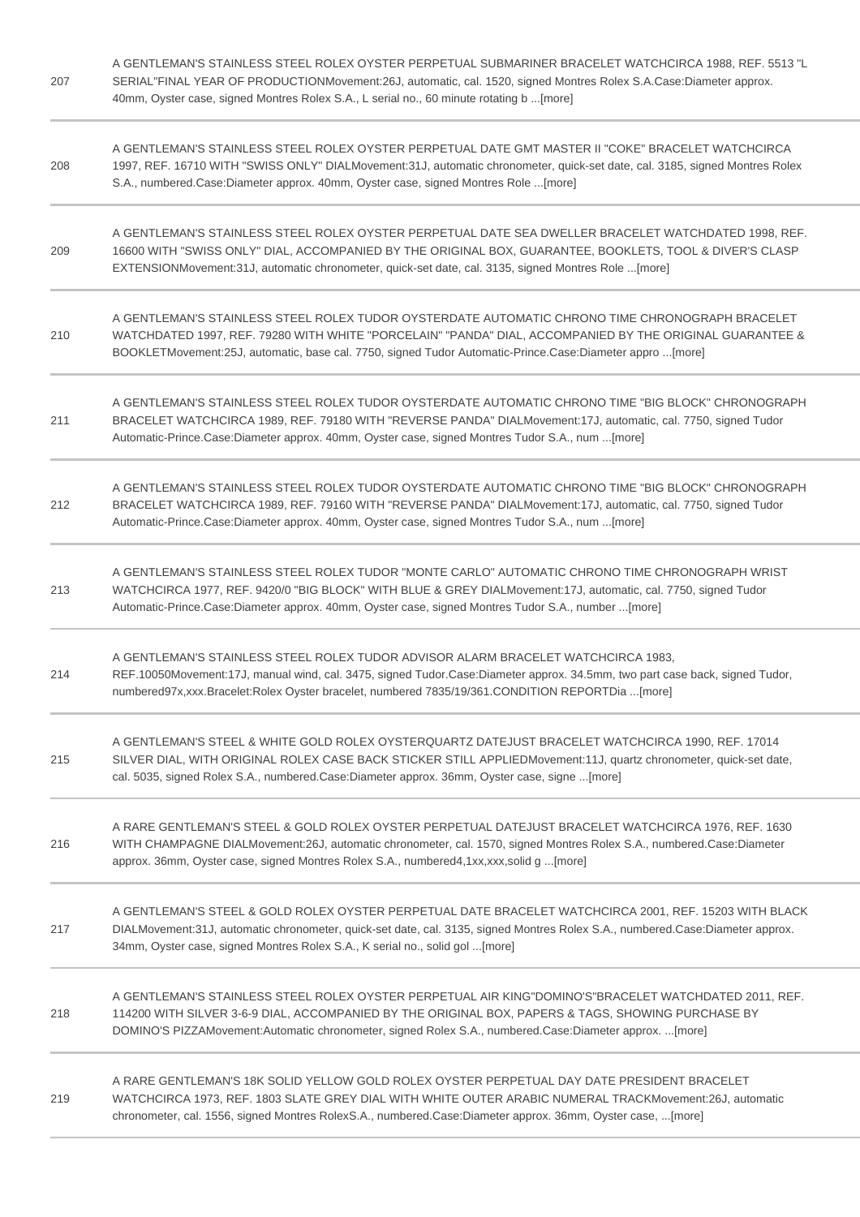| | |
|---|---|
| 207 | A GENTLEMAN'S STAINLESS STEEL ROLEX OYSTER PERPETUAL SUBMARINER BRACELET WATCHCIRCA 1988, REF. 5513 "L SERIAL"FINAL YEAR OF PRODUCTIONMovement:26J, automatic, cal. 1520, signed Montres Rolex S.A.Case:Diameter approx. 40mm, Oyster case, signed Montres Rolex S.A., L serial no., 60 minute rotating b ...[more] |
| 208 | A GENTLEMAN'S STAINLESS STEEL ROLEX OYSTER PERPETUAL DATE GMT MASTER II "COKE" BRACELET WATCHCIRCA 1997, REF. 16710 WITH "SWISS ONLY" DIALMovement:31J, automatic chronometer, quick-set date, cal. 3185, signed Montres Rolex S.A., numbered.Case:Diameter approx. 40mm, Oyster case, signed Montres Role ...[more] |
| 209 | A GENTLEMAN'S STAINLESS STEEL ROLEX OYSTER PERPETUAL DATE SEA DWELLER BRACELET WATCHDATED 1998, REF. 16600 WITH "SWISS ONLY" DIAL, ACCOMPANIED BY THE ORIGINAL BOX, GUARANTEE, BOOKLETS, TOOL & DIVER'S CLASP EXTENSIONMovement:31J, automatic chronometer, quick-set date, cal. 3135, signed Montres Role ...[more] |
| 210 | A GENTLEMAN'S STAINLESS STEEL ROLEX TUDOR OYSTERDATE AUTOMATIC CHRONO TIME CHRONOGRAPH BRACELET WATCHDATED 1997, REF. 79280 WITH WHITE "PORCELAIN" "PANDA" DIAL, ACCOMPANIED BY THE ORIGINAL GUARANTEE & BOOKLETMovement:25J, automatic, base cal. 7750, signed Tudor Automatic-Prince.Case:Diameter appro ...[more] |
| 211 | A GENTLEMAN'S STAINLESS STEEL ROLEX TUDOR OYSTERDATE AUTOMATIC CHRONO TIME "BIG BLOCK" CHRONOGRAPH BRACELET WATCHCIRCA 1989, REF. 79180 WITH "REVERSE PANDA" DIALMovement:17J, automatic, cal. 7750, signed Tudor Automatic-Prince.Case:Diameter approx. 40mm, Oyster case, signed Montres Tudor S.A., num ...[more] |
| 212 | A GENTLEMAN'S STAINLESS STEEL ROLEX TUDOR OYSTERDATE AUTOMATIC CHRONO TIME "BIG BLOCK" CHRONOGRAPH BRACELET WATCHCIRCA 1989, REF. 79160 WITH "REVERSE PANDA" DIALMovement:17J, automatic, cal. 7750, signed Tudor Automatic-Prince.Case:Diameter approx. 40mm, Oyster case, signed Montres Tudor S.A., num ...[more] |
| 213 | A GENTLEMAN'S STAINLESS STEEL ROLEX TUDOR "MONTE CARLO" AUTOMATIC CHRONO TIME CHRONOGRAPH WRIST WATCHCIRCA 1977, REF. 9420/0 "BIG BLOCK" WITH BLUE & GREY DIALMovement:17J, automatic, cal. 7750, signed Tudor Automatic-Prince.Case:Diameter approx. 40mm, Oyster case, signed Montres Tudor S.A., number ...[more] |
| 214 | A GENTLEMAN'S STAINLESS STEEL ROLEX TUDOR ADVISOR ALARM BRACELET WATCHCIRCA 1983, REF.10050Movement:17J, manual wind, cal. 3475, signed Tudor.Case:Diameter approx. 34.5mm, two part case back, signed Tudor, numbered97x,xxx.Bracelet:Rolex Oyster bracelet, numbered 7835/19/361.CONDITION REPORTDia ...[more] |
| 215 | A GENTLEMAN'S STEEL & WHITE GOLD ROLEX OYSTERQUARTZ DATEJUST BRACELET WATCHCIRCA 1990, REF. 17014 SILVER DIAL, WITH ORIGINAL ROLEX CASE BACK STICKER STILL APPLIEDMovement:11J, quartz chronometer, quick-set date, cal. 5035, signed Rolex S.A., numbered.Case:Diameter approx. 36mm, Oyster case, signe ...[more] |
| 216 | A RARE GENTLEMAN'S STEEL & GOLD ROLEX OYSTER PERPETUAL DATEJUST BRACELET WATCHCIRCA 1976, REF. 1630 WITH CHAMPAGNE DIALMovement:26J, automatic chronometer, cal. 1570, signed Montres Rolex S.A., numbered.Case:Diameter approx. 36mm, Oyster case, signed Montres Rolex S.A., numbered4,1xx,xxx,solid g ...[more] |
| 217 | A GENTLEMAN'S STEEL & GOLD ROLEX OYSTER PERPETUAL DATE BRACELET WATCHCIRCA 2001, REF. 15203 WITH BLACK DIALMovement:31J, automatic chronometer, quick-set date, cal. 3135, signed Montres Rolex S.A., numbered.Case:Diameter approx. 34mm, Oyster case, signed Montres Rolex S.A., K serial no., solid gol ...[more] |
| 218 | A GENTLEMAN'S STAINLESS STEEL ROLEX OYSTER PERPETUAL AIR KING"DOMINO'S"BRACELET WATCHDATED 2011, REF. 114200 WITH SILVER 3-6-9 DIAL, ACCOMPANIED BY THE ORIGINAL BOX, PAPERS & TAGS, SHOWING PURCHASE BY DOMINO'S PIZZAMovement:Automatic chronometer, signed Rolex S.A., numbered.Case:Diameter approx. ...[more] |
| 219 | A RARE GENTLEMAN'S 18K SOLID YELLOW GOLD ROLEX OYSTER PERPETUAL DAY DATE PRESIDENT BRACELET WATCHCIRCA 1973, REF. 1803 SLATE GREY DIAL WITH WHITE OUTER ARABIC NUMERAL TRACKMovement:26J, automatic chronometer, cal. 1556, signed Montres RolexS.A., numbered.Case:Diameter approx. 36mm, Oyster case, ...[more] |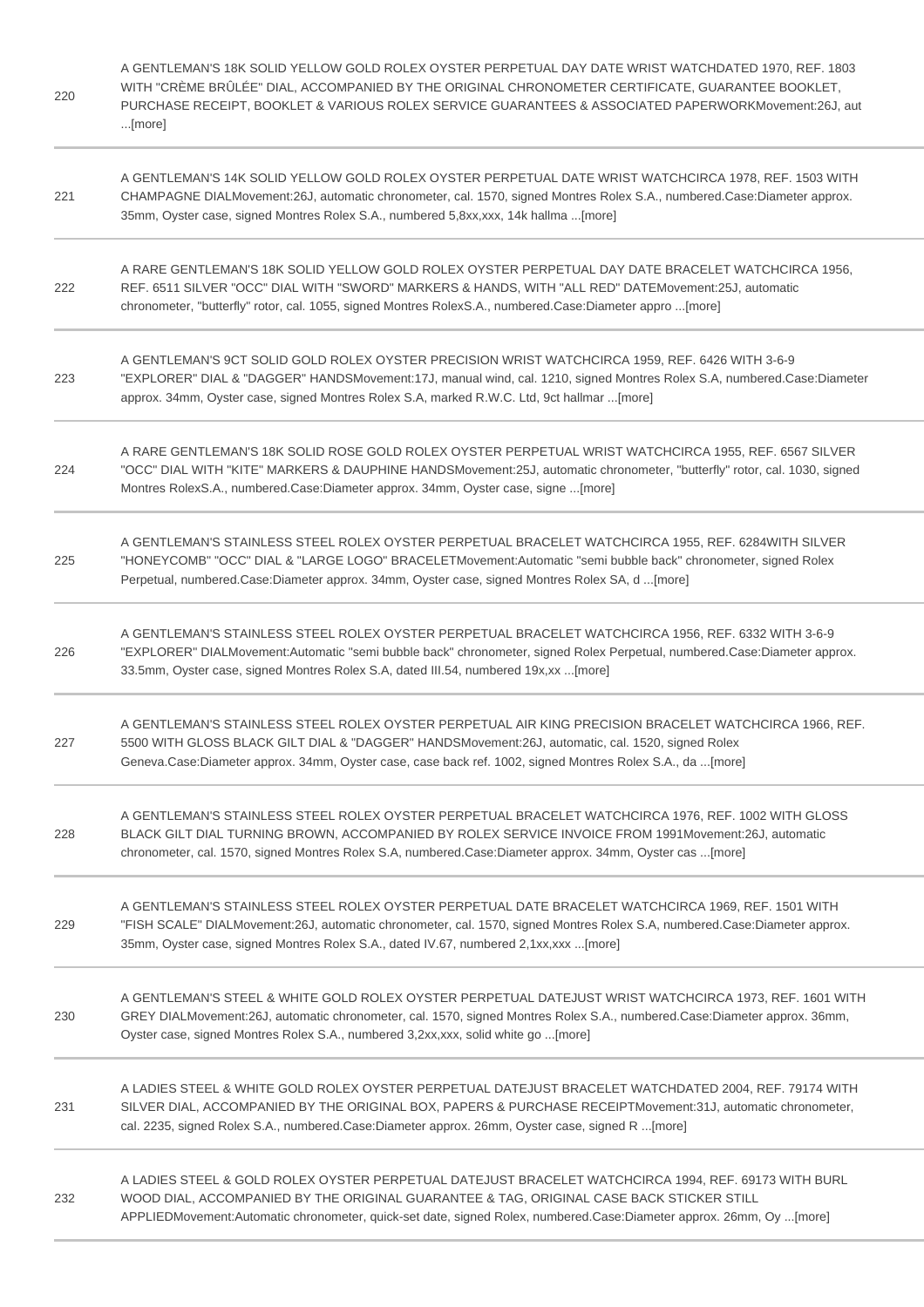| | |
|---|---|
| 220 | A GENTLEMAN'S 18K SOLID YELLOW GOLD ROLEX OYSTER PERPETUAL DAY DATE WRIST WATCHDATED 1970, REF. 1803 WITH "CRÈME BRÛLÉE" DIAL, ACCOMPANIED BY THE ORIGINAL CHRONOMETER CERTIFICATE, GUARANTEE BOOKLET, PURCHASE RECEIPT, BOOKLET & VARIOUS ROLEX SERVICE GUARANTEES & ASSOCIATED PAPERWORKMovement:26J, aut ...[more] |
| 221 | A GENTLEMAN'S 14K SOLID YELLOW GOLD ROLEX OYSTER PERPETUAL DATE WRIST WATCHCIRCA 1978, REF. 1503 WITH CHAMPAGNE DIALMovement:26J, automatic chronometer, cal. 1570, signed Montres Rolex S.A., numbered.Case:Diameter approx. 35mm, Oyster case, signed Montres Rolex S.A., numbered 5,8xx,xxx, 14k hallma ...[more] |
| 222 | A RARE GENTLEMAN'S 18K SOLID YELLOW GOLD ROLEX OYSTER PERPETUAL DAY DATE BRACELET WATCHCIRCA 1956, REF. 6511 SILVER "OCC" DIAL WITH "SWORD" MARKERS & HANDS, WITH "ALL RED" DATEMovement:25J, automatic chronometer, "butterfly" rotor, cal. 1055, signed Montres RolexS.A., numbered.Case:Diameter appro ...[more] |
| 223 | A GENTLEMAN'S 9CT SOLID GOLD ROLEX OYSTER PRECISION WRIST WATCHCIRCA 1959, REF. 6426 WITH 3-6-9 "EXPLORER" DIAL & "DAGGER" HANDSMovement:17J, manual wind, cal. 1210, signed Montres Rolex S.A, numbered.Case:Diameter approx. 34mm, Oyster case, signed Montres Rolex S.A, marked R.W.C. Ltd, 9ct hallmar ...[more] |
| 224 | A RARE GENTLEMAN'S 18K SOLID ROSE GOLD ROLEX OYSTER PERPETUAL WRIST WATCHCIRCA 1955, REF. 6567 SILVER "OCC" DIAL WITH "KITE" MARKERS & DAUPHINE HANDSMovement:25J, automatic chronometer, "butterfly" rotor, cal. 1030, signed Montres RolexS.A., numbered.Case:Diameter approx. 34mm, Oyster case, signe ...[more] |
| 225 | A GENTLEMAN'S STAINLESS STEEL ROLEX OYSTER PERPETUAL BRACELET WATCHCIRCA 1955, REF. 6284WITH SILVER "HONEYCOMB" "OCC" DIAL & "LARGE LOGO" BRACELETMovement:Automatic "semi bubble back" chronometer, signed Rolex Perpetual, numbered.Case:Diameter approx. 34mm, Oyster case, signed Montres Rolex SA, d ...[more] |
| 226 | A GENTLEMAN'S STAINLESS STEEL ROLEX OYSTER PERPETUAL BRACELET WATCHCIRCA 1956, REF. 6332 WITH 3-6-9 "EXPLORER" DIALMovement:Automatic "semi bubble back" chronometer, signed Rolex Perpetual, numbered.Case:Diameter approx. 33.5mm, Oyster case, signed Montres Rolex S.A, dated III.54, numbered 19x,xx ...[more] |
| 227 | A GENTLEMAN'S STAINLESS STEEL ROLEX OYSTER PERPETUAL AIR KING PRECISION BRACELET WATCHCIRCA 1966, REF. 5500 WITH GLOSS BLACK GILT DIAL & "DAGGER" HANDSMovement:26J, automatic, cal. 1520, signed Rolex Geneva.Case:Diameter approx. 34mm, Oyster case, case back ref. 1002, signed Montres Rolex S.A., da ...[more] |
| 228 | A GENTLEMAN'S STAINLESS STEEL ROLEX OYSTER PERPETUAL BRACELET WATCHCIRCA 1976, REF. 1002 WITH GLOSS BLACK GILT DIAL TURNING BROWN, ACCOMPANIED BY ROLEX SERVICE INVOICE FROM 1991Movement:26J, automatic chronometer, cal. 1570, signed Montres Rolex S.A, numbered.Case:Diameter approx. 34mm, Oyster cas ...[more] |
| 229 | A GENTLEMAN'S STAINLESS STEEL ROLEX OYSTER PERPETUAL DATE BRACELET WATCHCIRCA 1969, REF. 1501 WITH "FISH SCALE" DIALMovement:26J, automatic chronometer, cal. 1570, signed Montres Rolex S.A, numbered.Case:Diameter approx. 35mm, Oyster case, signed Montres Rolex S.A., dated IV.67, numbered 2,1xx,xxx ...[more] |
| 230 | A GENTLEMAN'S STEEL & WHITE GOLD ROLEX OYSTER PERPETUAL DATEJUST WRIST WATCHCIRCA 1973, REF. 1601 WITH GREY DIALMovement:26J, automatic chronometer, cal. 1570, signed Montres Rolex S.A., numbered.Case:Diameter approx. 36mm, Oyster case, signed Montres Rolex S.A., numbered 3,2xx,xxx, solid white go ...[more] |
| 231 | A LADIES STEEL & WHITE GOLD ROLEX OYSTER PERPETUAL DATEJUST BRACELET WATCHDATED 2004, REF. 79174 WITH SILVER DIAL, ACCOMPANIED BY THE ORIGINAL BOX, PAPERS & PURCHASE RECEIPTMovement:31J, automatic chronometer, cal. 2235, signed Rolex S.A., numbered.Case:Diameter approx. 26mm, Oyster case, signed R ...[more] |
| 232 | A LADIES STEEL & GOLD ROLEX OYSTER PERPETUAL DATEJUST BRACELET WATCHCIRCA 1994, REF. 69173 WITH BURL WOOD DIAL, ACCOMPANIED BY THE ORIGINAL GUARANTEE & TAG, ORIGINAL CASE BACK STICKER STILL APPLIEDMovement:Automatic chronometer, quick-set date, signed Rolex, numbered.Case:Diameter approx. 26mm, Oy ...[more] |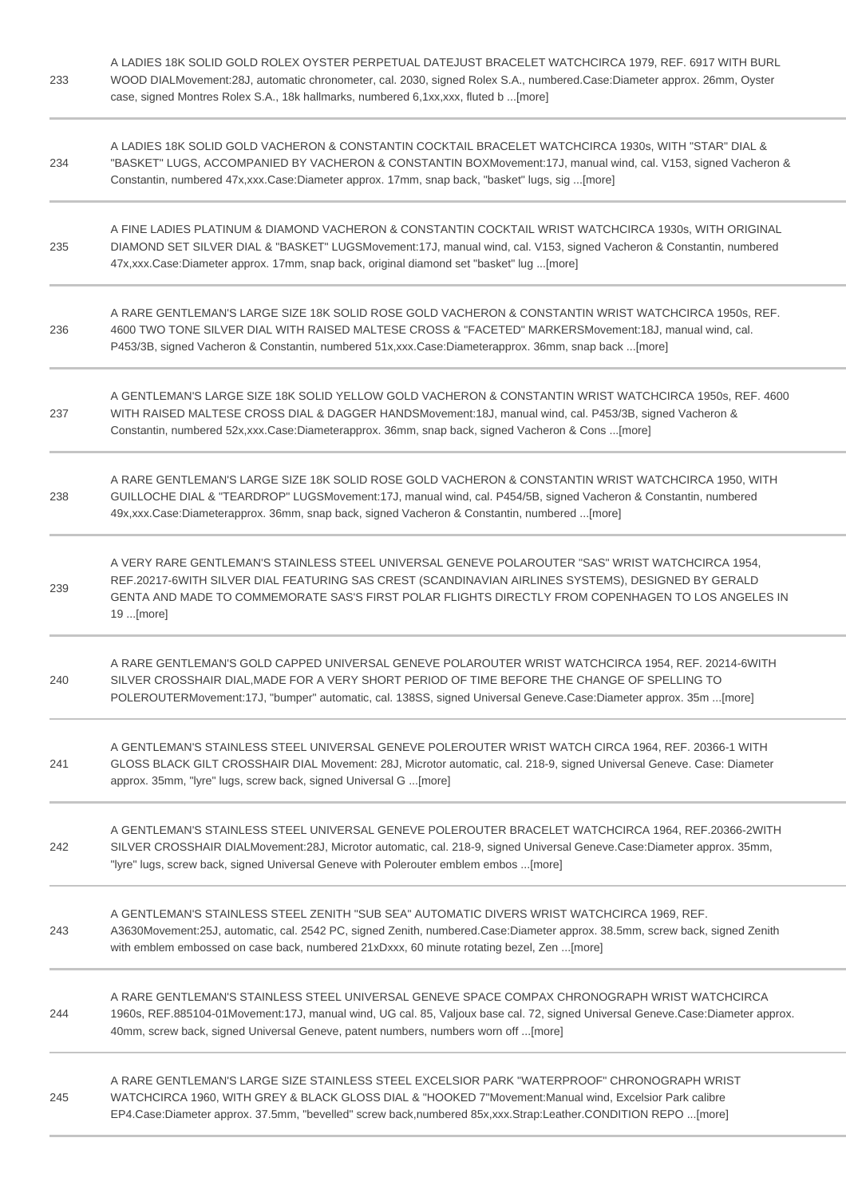| | |
|---|---|
| 233 | A LADIES 18K SOLID GOLD ROLEX OYSTER PERPETUAL DATEJUST BRACELET WATCHCIRCA 1979, REF. 6917 WITH BURL WOOD DIALMovement:28J, automatic chronometer, cal. 2030, signed Rolex S.A., numbered.Case:Diameter approx. 26mm, Oyster case, signed Montres Rolex S.A., 18k hallmarks, numbered 6,1xx,xxx, fluted b ...[more] |
| 234 | A LADIES 18K SOLID GOLD VACHERON & CONSTANTIN COCKTAIL BRACELET WATCHCIRCA 1930s, WITH "STAR" DIAL & "BASKET" LUGS, ACCOMPANIED BY VACHERON & CONSTANTIN BOXMovement:17J, manual wind, cal. V153, signed Vacheron & Constantin, numbered 47x,xxx.Case:Diameter approx. 17mm, snap back, "basket" lugs, sig ...[more] |
| 235 | A FINE LADIES PLATINUM & DIAMOND VACHERON & CONSTANTIN COCKTAIL WRIST WATCHCIRCA 1930s, WITH ORIGINAL DIAMOND SET SILVER DIAL & "BASKET" LUGSMovement:17J, manual wind, cal. V153, signed Vacheron & Constantin, numbered 47x,xxx.Case:Diameter approx. 17mm, snap back, original diamond set "basket" lug ...[more] |
| 236 | A RARE GENTLEMAN'S LARGE SIZE 18K SOLID ROSE GOLD VACHERON & CONSTANTIN WRIST WATCHCIRCA 1950s, REF. 4600 TWO TONE SILVER DIAL WITH RAISED MALTESE CROSS & "FACETED" MARKERSMovement:18J, manual wind, cal. P453/3B, signed Vacheron & Constantin, numbered 51x,xxx.Case:Diameterapprox. 36mm, snap back ...[more] |
| 237 | A GENTLEMAN'S LARGE SIZE 18K SOLID YELLOW GOLD VACHERON & CONSTANTIN WRIST WATCHCIRCA 1950s, REF. 4600 WITH RAISED MALTESE CROSS DIAL & DAGGER HANDSMovement:18J, manual wind, cal. P453/3B, signed Vacheron & Constantin, numbered 52x,xxx.Case:Diameterapprox. 36mm, snap back, signed Vacheron & Cons ...[more] |
| 238 | A RARE GENTLEMAN'S LARGE SIZE 18K SOLID ROSE GOLD VACHERON & CONSTANTIN WRIST WATCHCIRCA 1950, WITH GUILLOCHE DIAL & "TEARDROP" LUGSMovement:17J, manual wind, cal. P454/5B, signed Vacheron & Constantin, numbered 49x,xxx.Case:Diameterapprox. 36mm, snap back, signed Vacheron & Constantin, numbered ...[more] |
| 239 | A VERY RARE GENTLEMAN'S STAINLESS STEEL UNIVERSAL GENEVE POLAROUTER "SAS" WRIST WATCHCIRCA 1954, REF.20217-6WITH SILVER DIAL FEATURING SAS CREST (SCANDINAVIAN AIRLINES SYSTEMS), DESIGNED BY GERALD GENTA AND MADE TO COMMEMORATE SAS'S FIRST POLAR FLIGHTS DIRECTLY FROM COPENHAGEN TO LOS ANGELES IN 19 ...[more] |
| 240 | A RARE GENTLEMAN'S GOLD CAPPED UNIVERSAL GENEVE POLAROUTER WRIST WATCHCIRCA 1954, REF. 20214-6WITH SILVER CROSSHAIR DIAL,MADE FOR A VERY SHORT PERIOD OF TIME BEFORE THE CHANGE OF SPELLING TO POLEROUTERMovement:17J, "bumper" automatic, cal. 138SS, signed Universal Geneve.Case:Diameter approx. 35m ...[more] |
| 241 | A GENTLEMAN'S STAINLESS STEEL UNIVERSAL GENEVE POLEROUTER WRIST WATCH CIRCA 1964, REF. 20366-1 WITH GLOSS BLACK GILT CROSSHAIR DIAL Movement: 28J, Microtor automatic, cal. 218-9, signed Universal Geneve. Case: Diameter approx. 35mm, "lyre" lugs, screw back, signed Universal G ...[more] |
| 242 | A GENTLEMAN'S STAINLESS STEEL UNIVERSAL GENEVE POLEROUTER BRACELET WATCHCIRCA 1964, REF.20366-2WITH SILVER CROSSHAIR DIALMovement:28J, Microtor automatic, cal. 218-9, signed Universal Geneve.Case:Diameter approx. 35mm, "lyre" lugs, screw back, signed Universal Geneve with Polerouter emblem embos ...[more] |
| 243 | A GENTLEMAN'S STAINLESS STEEL ZENITH "SUB SEA" AUTOMATIC DIVERS WRIST WATCHCIRCA 1969, REF. A3630Movement:25J, automatic, cal. 2542 PC, signed Zenith, numbered.Case:Diameter approx. 38.5mm, screw back, signed Zenith with emblem embossed on case back, numbered 21xDxxx, 60 minute rotating bezel, Zen ...[more] |
| 244 | A RARE GENTLEMAN'S STAINLESS STEEL UNIVERSAL GENEVE SPACE COMPAX CHRONOGRAPH WRIST WATCHCIRCA 1960s, REF.885104-01Movement:17J, manual wind, UG cal. 85, Valjoux base cal. 72, signed Universal Geneve.Case:Diameter approx. 40mm, screw back, signed Universal Geneve, patent numbers, numbers worn off ...[more] |
| 245 | A RARE GENTLEMAN'S LARGE SIZE STAINLESS STEEL EXCELSIOR PARK "WATERPROOF" CHRONOGRAPH WRIST WATCHCIRCA 1960, WITH GREY & BLACK GLOSS DIAL & "HOOKED 7"Movement:Manual wind, Excelsior Park calibre EP4.Case:Diameter approx. 37.5mm, "bevelled" screw back,numbered 85x,xxx.Strap:Leather.CONDITION REPO ...[more] |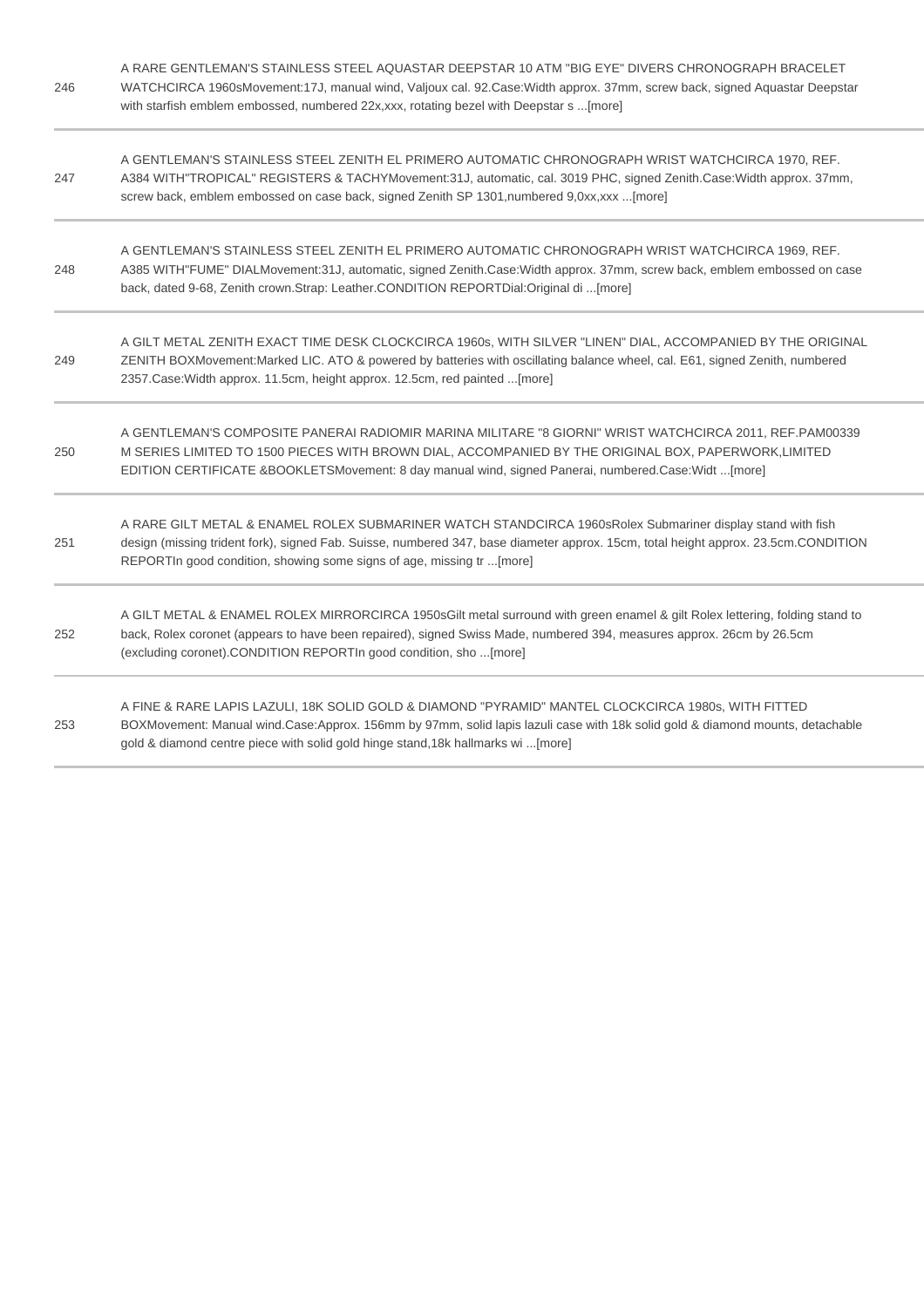| | |
|---|---|
| 246 | A RARE GENTLEMAN'S STAINLESS STEEL AQUASTAR DEEPSTAR 10 ATM "BIG EYE" DIVERS CHRONOGRAPH BRACELET WATCHCIRCA 1960sMovement:17J, manual wind, Valjoux cal. 92.Case:Width approx. 37mm, screw back, signed Aquastar Deepstar with starfish emblem embossed, numbered 22x,xxx, rotating bezel with Deepstar s ...[more] |
| 247 | A GENTLEMAN'S STAINLESS STEEL ZENITH EL PRIMERO AUTOMATIC CHRONOGRAPH WRIST WATCHCIRCA 1970, REF. A384 WITH"TROPICAL" REGISTERS & TACHYMovement:31J, automatic, cal. 3019 PHC, signed Zenith.Case:Width approx. 37mm, screw back, emblem embossed on case back, signed Zenith SP 1301,numbered 9,0xx,xxx ...[more] |
| 248 | A GENTLEMAN'S STAINLESS STEEL ZENITH EL PRIMERO AUTOMATIC CHRONOGRAPH WRIST WATCHCIRCA 1969, REF. A385 WITH"FUME" DIALMovement:31J, automatic, signed Zenith.Case:Width approx. 37mm, screw back, emblem embossed on case back, dated 9-68, Zenith crown.Strap: Leather.CONDITION REPORTDial:Original di ...[more] |
| 249 | A GILT METAL ZENITH EXACT TIME DESK CLOCKCIRCA 1960s, WITH SILVER "LINEN" DIAL, ACCOMPANIED BY THE ORIGINAL ZENITH BOXMovement:Marked LIC. ATO & powered by batteries with oscillating balance wheel, cal. E61, signed Zenith, numbered 2357.Case:Width approx. 11.5cm, height approx. 12.5cm, red painted ...[more] |
| 250 | A GENTLEMAN'S COMPOSITE PANERAI RADIOMIR MARINA MILITARE "8 GIORNI" WRIST WATCHCIRCA 2011, REF.PAM00339 M SERIES LIMITED TO 1500 PIECES WITH BROWN DIAL, ACCOMPANIED BY THE ORIGINAL BOX, PAPERWORK,LIMITED EDITION CERTIFICATE &BOOKLETSMovement: 8 day manual wind, signed Panerai, numbered.Case:Widt ...[more] |
| 251 | A RARE GILT METAL & ENAMEL ROLEX SUBMARINER WATCH STANDCIRCA 1960sRolex Submariner display stand with fish design (missing trident fork), signed Fab. Suisse, numbered 347, base diameter approx. 15cm, total height approx. 23.5cm.CONDITION REPORTIn good condition, showing some signs of age, missing tr ...[more] |
| 252 | A GILT METAL & ENAMEL ROLEX MIRRORCIRCA 1950sGilt metal surround with green enamel & gilt Rolex lettering, folding stand to back, Rolex coronet (appears to have been repaired), signed Swiss Made, numbered 394, measures approx. 26cm by 26.5cm (excluding coronet).CONDITION REPORTIn good condition, sho ...[more] |
| 253 | A FINE & RARE LAPIS LAZULI, 18K SOLID GOLD & DIAMOND "PYRAMID" MANTEL CLOCKCIRCA 1980s, WITH FITTED BOXMovement: Manual wind.Case:Approx. 156mm by 97mm, solid lapis lazuli case with 18k solid gold & diamond mounts, detachable gold & diamond centre piece with solid gold hinge stand,18k hallmarks wi ...[more] |